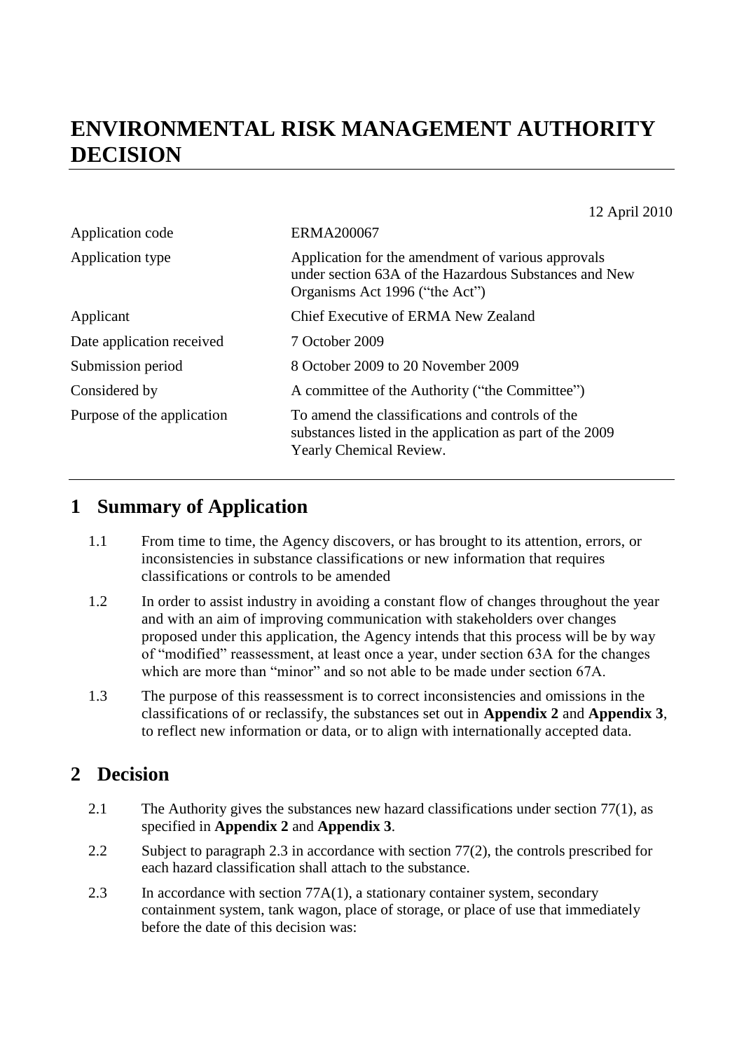# ENVIRONMENTAL RISK MANAGEMENT AUTHORITY DECISION

12 April 2010

| | |
|---|---|
| Application code | ERMA200067 |
| Application type | Application for the amendment of various approvals under section 63A of the Hazardous Substances and New Organisms Act 1996 ("the Act") |
| Applicant | Chief Executive of ERMA New Zealand |
| Date application received | 7 October 2009 |
| Submission period | 8 October 2009 to 20 November 2009 |
| Considered by | A committee of the Authority ("the Committee") |
| Purpose of the application | To amend the classifications and controls of the substances listed in the application as part of the 2009 Yearly Chemical Review. |

## 1 Summary of Application

1.1 From time to time, the Agency discovers, or has brought to its attention, errors, or inconsistencies in substance classifications or new information that requires classifications or controls to be amended

1.2 In order to assist industry in avoiding a constant flow of changes throughout the year and with an aim of improving communication with stakeholders over changes proposed under this application, the Agency intends that this process will be by way of "modified" reassessment, at least once a year, under section 63A for the changes which are more than "minor" and so not able to be made under section 67A.

1.3 The purpose of this reassessment is to correct inconsistencies and omissions in the classifications of or reclassify, the substances set out in **Appendix 2** and **Appendix 3**, to reflect new information or data, or to align with internationally accepted data.

## 2 Decision

2.1 The Authority gives the substances new hazard classifications under section 77(1), as specified in **Appendix 2** and **Appendix 3**.

2.2 Subject to paragraph 2.3 in accordance with section 77(2), the controls prescribed for each hazard classification shall attach to the substance.

2.3 In accordance with section 77A(1), a stationary container system, secondary containment system, tank wagon, place of storage, or place of use that immediately before the date of this decision was: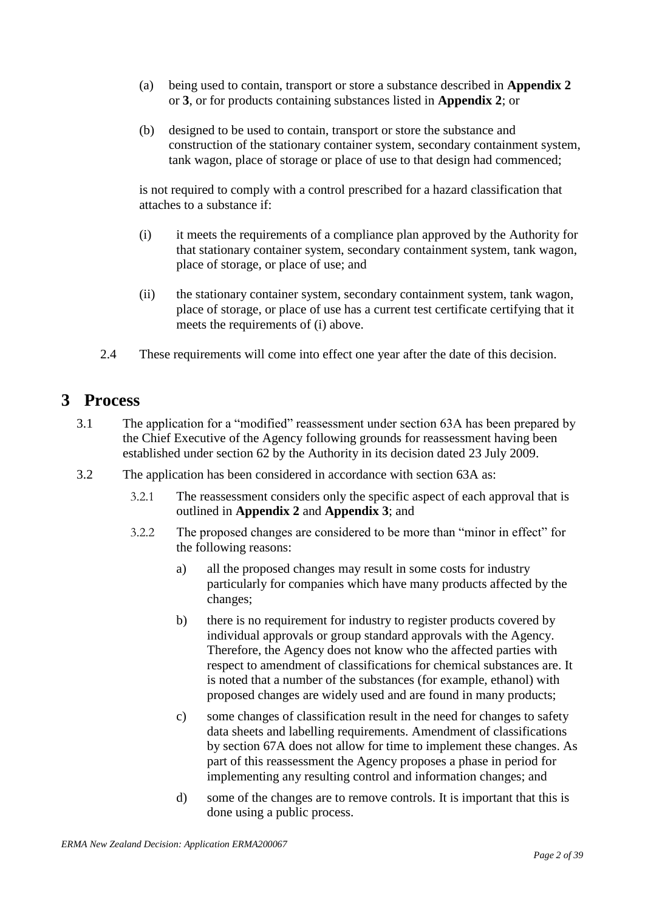(a) being used to contain, transport or store a substance described in **Appendix 2** or **3**, or for products containing substances listed in **Appendix 2**; or

(b) designed to be used to contain, transport or store the substance and construction of the stationary container system, secondary containment system, tank wagon, place of storage or place of use to that design had commenced;

is not required to comply with a control prescribed for a hazard classification that attaches to a substance if:

(i) it meets the requirements of a compliance plan approved by the Authority for that stationary container system, secondary containment system, tank wagon, place of storage, or place of use; and

(ii) the stationary container system, secondary containment system, tank wagon, place of storage, or place of use has a current test certificate certifying that it meets the requirements of (i) above.

2.4 These requirements will come into effect one year after the date of this decision.

# 3 Process

3.1 The application for a "modified" reassessment under section 63A has been prepared by the Chief Executive of the Agency following grounds for reassessment having been established under section 62 by the Authority in its decision dated 23 July 2009.

3.2 The application has been considered in accordance with section 63A as:

3.2.1 The reassessment considers only the specific aspect of each approval that is outlined in **Appendix 2** and **Appendix 3**; and

3.2.2 The proposed changes are considered to be more than "minor in effect" for the following reasons:

a) all the proposed changes may result in some costs for industry particularly for companies which have many products affected by the changes;

b) there is no requirement for industry to register products covered by individual approvals or group standard approvals with the Agency. Therefore, the Agency does not know who the affected parties with respect to amendment of classifications for chemical substances are. It is noted that a number of the substances (for example, ethanol) with proposed changes are widely used and are found in many products;

c) some changes of classification result in the need for changes to safety data sheets and labelling requirements. Amendment of classifications by section 67A does not allow for time to implement these changes. As part of this reassessment the Agency proposes a phase in period for implementing any resulting control and information changes; and

d) some of the changes are to remove controls. It is important that this is done using a public process.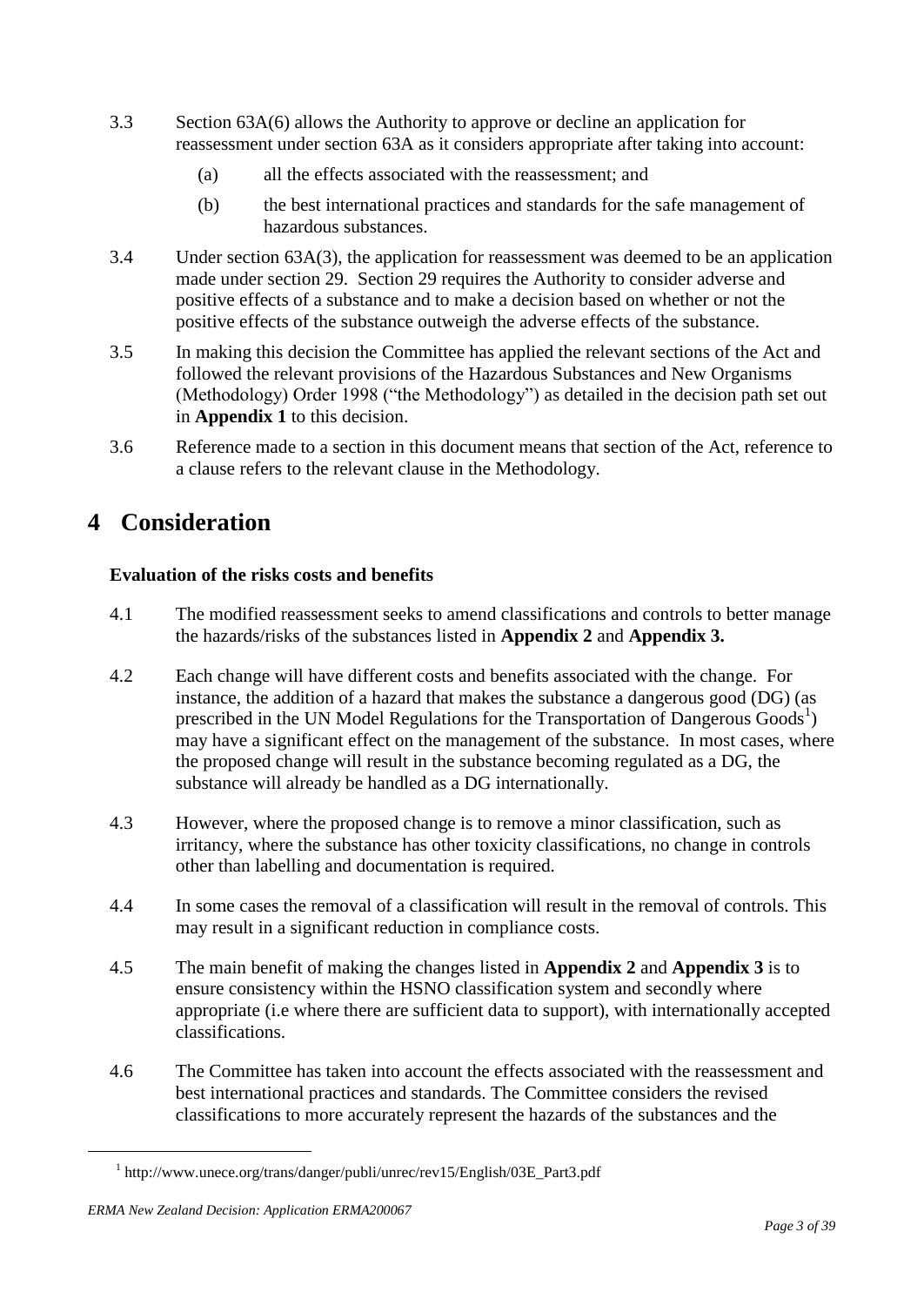3.3 Section 63A(6) allows the Authority to approve or decline an application for reassessment under section 63A as it considers appropriate after taking into account:

- (a) all the effects associated with the reassessment; and
- (b) the best international practices and standards for the safe management of hazardous substances.

3.4 Under section 63A(3), the application for reassessment was deemed to be an application made under section 29. Section 29 requires the Authority to consider adverse and positive effects of a substance and to make a decision based on whether or not the positive effects of the substance outweigh the adverse effects of the substance.

3.5 In making this decision the Committee has applied the relevant sections of the Act and followed the relevant provisions of the Hazardous Substances and New Organisms (Methodology) Order 1998 ("the Methodology") as detailed in the decision path set out in **Appendix 1** to this decision.

3.6 Reference made to a section in this document means that section of the Act, reference to a clause refers to the relevant clause in the Methodology.

# 4 Consideration

**Evaluation of the risks costs and benefits**

4.1 The modified reassessment seeks to amend classifications and controls to better manage the hazards/risks of the substances listed in **Appendix 2** and **Appendix 3.**

4.2 Each change will have different costs and benefits associated with the change. For instance, the addition of a hazard that makes the substance a dangerous good (DG) (as prescribed in the UN Model Regulations for the Transportation of Dangerous Goods[1]) may have a significant effect on the management of the substance. In most cases, where the proposed change will result in the substance becoming regulated as a DG, the substance will already be handled as a DG internationally.

4.3 However, where the proposed change is to remove a minor classification, such as irritancy, where the substance has other toxicity classifications, no change in controls other than labelling and documentation is required.

4.4 In some cases the removal of a classification will result in the removal of controls. This may result in a significant reduction in compliance costs.

4.5 The main benefit of making the changes listed in **Appendix 2** and **Appendix 3** is to ensure consistency within the HSNO classification system and secondly where appropriate (i.e where there are sufficient data to support), with internationally accepted classifications.

4.6 The Committee has taken into account the effects associated with the reassessment and best international practices and standards. The Committee considers the revised classifications to more accurately represent the hazards of the substances and the

[1] http://www.unece.org/trans/danger/publi/unrec/rev15/English/03E_Part3.pdf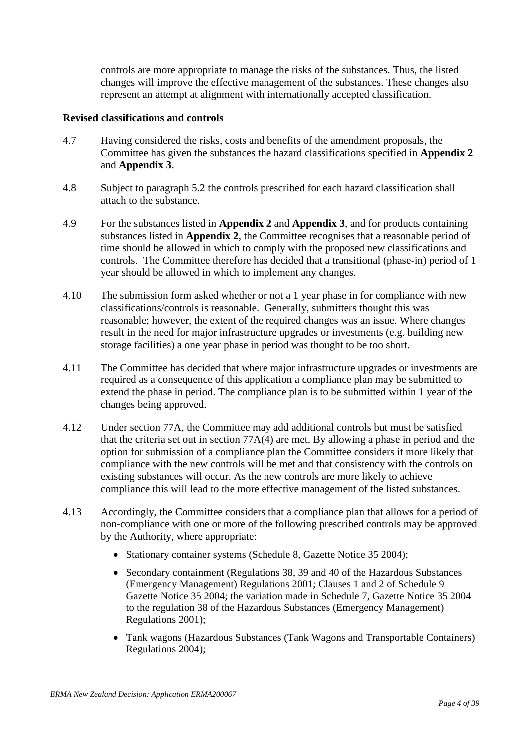controls are more appropriate to manage the risks of the substances. Thus, the listed changes will improve the effective management of the substances. These changes also represent an attempt at alignment with internationally accepted classification.

**Revised classifications and controls**

4.7 Having considered the risks, costs and benefits of the amendment proposals, the Committee has given the substances the hazard classifications specified in **Appendix 2** and **Appendix 3**.

4.8 Subject to paragraph 5.2 the controls prescribed for each hazard classification shall attach to the substance.

4.9 For the substances listed in **Appendix 2** and **Appendix 3**, and for products containing substances listed in **Appendix 2**, the Committee recognises that a reasonable period of time should be allowed in which to comply with the proposed new classifications and controls. The Committee therefore has decided that a transitional (phase-in) period of 1 year should be allowed in which to implement any changes.

4.10 The submission form asked whether or not a 1 year phase in for compliance with new classifications/controls is reasonable. Generally, submitters thought this was reasonable; however, the extent of the required changes was an issue. Where changes result in the need for major infrastructure upgrades or investments (e.g. building new storage facilities) a one year phase in period was thought to be too short.

4.11 The Committee has decided that where major infrastructure upgrades or investments are required as a consequence of this application a compliance plan may be submitted to extend the phase in period. The compliance plan is to be submitted within 1 year of the changes being approved.

4.12 Under section 77A, the Committee may add additional controls but must be satisfied that the criteria set out in section 77A(4) are met. By allowing a phase in period and the option for submission of a compliance plan the Committee considers it more likely that compliance with the new controls will be met and that consistency with the controls on existing substances will occur. As the new controls are more likely to achieve compliance this will lead to the more effective management of the listed substances.

4.13 Accordingly, the Committee considers that a compliance plan that allows for a period of non-compliance with one or more of the following prescribed controls may be approved by the Authority, where appropriate:

- Stationary container systems (Schedule 8, Gazette Notice 35 2004);
- Secondary containment (Regulations 38, 39 and 40 of the Hazardous Substances (Emergency Management) Regulations 2001; Clauses 1 and 2 of Schedule 9 Gazette Notice 35 2004; the variation made in Schedule 7, Gazette Notice 35 2004 to the regulation 38 of the Hazardous Substances (Emergency Management) Regulations 2001);
- Tank wagons (Hazardous Substances (Tank Wagons and Transportable Containers) Regulations 2004);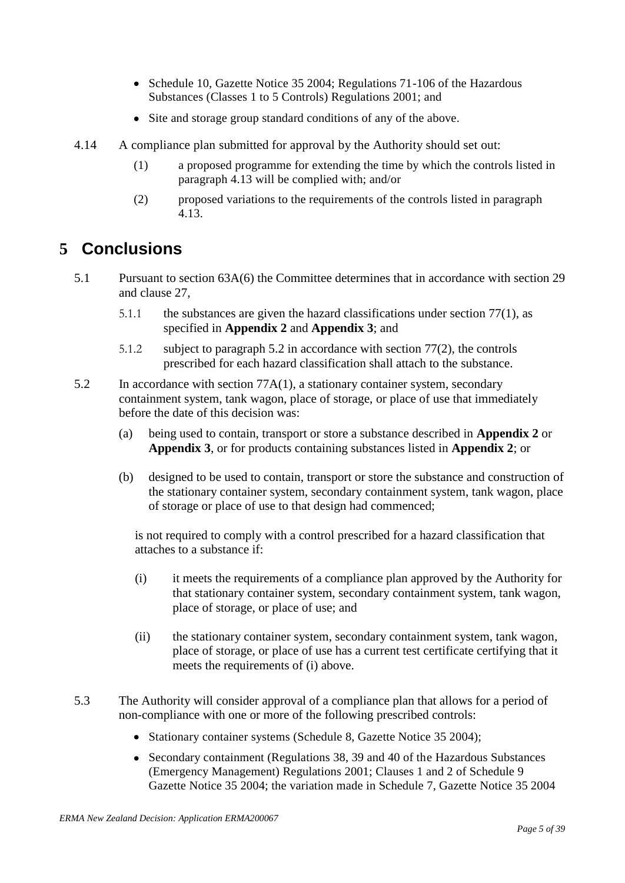- Schedule 10, Gazette Notice 35 2004; Regulations 71-106 of the Hazardous Substances (Classes 1 to 5 Controls) Regulations 2001; and
- Site and storage group standard conditions of any of the above.

4.14 A compliance plan submitted for approval by the Authority should set out:

(1) a proposed programme for extending the time by which the controls listed in paragraph 4.13 will be complied with; and/or

(2) proposed variations to the requirements of the controls listed in paragraph 4.13.

# 5 Conclusions

5.1 Pursuant to section 63A(6) the Committee determines that in accordance with section 29 and clause 27,

5.1.1 the substances are given the hazard classifications under section 77(1), as specified in **Appendix 2** and **Appendix 3**; and

5.1.2 subject to paragraph 5.2 in accordance with section 77(2), the controls prescribed for each hazard classification shall attach to the substance.

5.2 In accordance with section 77A(1), a stationary container system, secondary containment system, tank wagon, place of storage, or place of use that immediately before the date of this decision was:

(a) being used to contain, transport or store a substance described in **Appendix 2** or **Appendix 3**, or for products containing substances listed in **Appendix 2**; or

(b) designed to be used to contain, transport or store the substance and construction of the stationary container system, secondary containment system, tank wagon, place of storage or place of use to that design had commenced;

is not required to comply with a control prescribed for a hazard classification that attaches to a substance if:

(i) it meets the requirements of a compliance plan approved by the Authority for that stationary container system, secondary containment system, tank wagon, place of storage, or place of use; and

(ii) the stationary container system, secondary containment system, tank wagon, place of storage, or place of use has a current test certificate certifying that it meets the requirements of (i) above.

5.3 The Authority will consider approval of a compliance plan that allows for a period of non-compliance with one or more of the following prescribed controls:

- Stationary container systems (Schedule 8, Gazette Notice 35 2004);
- Secondary containment (Regulations 38, 39 and 40 of the Hazardous Substances (Emergency Management) Regulations 2001; Clauses 1 and 2 of Schedule 9 Gazette Notice 35 2004; the variation made in Schedule 7, Gazette Notice 35 2004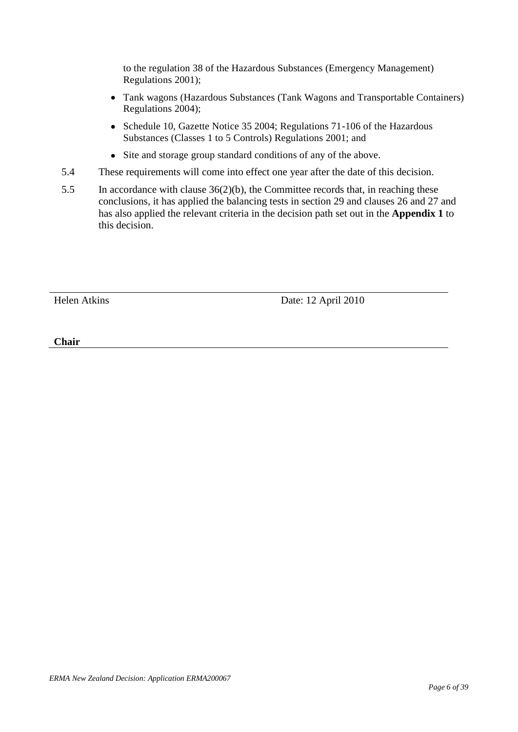to the regulation 38 of the Hazardous Substances (Emergency Management) Regulations 2001);

- Tank wagons (Hazardous Substances (Tank Wagons and Transportable Containers) Regulations 2004);
- Schedule 10, Gazette Notice 35 2004; Regulations 71-106 of the Hazardous Substances (Classes 1 to 5 Controls) Regulations 2001; and
- Site and storage group standard conditions of any of the above.

5.4 These requirements will come into effect one year after the date of this decision.

5.5 In accordance with clause 36(2)(b), the Committee records that, in reaching these conclusions, it has applied the balancing tests in section 29 and clauses 26 and 27 and has also applied the relevant criteria in the decision path set out in the **Appendix 1** to this decision.

Helen Atkins Date: 12 April 2010

**Chair**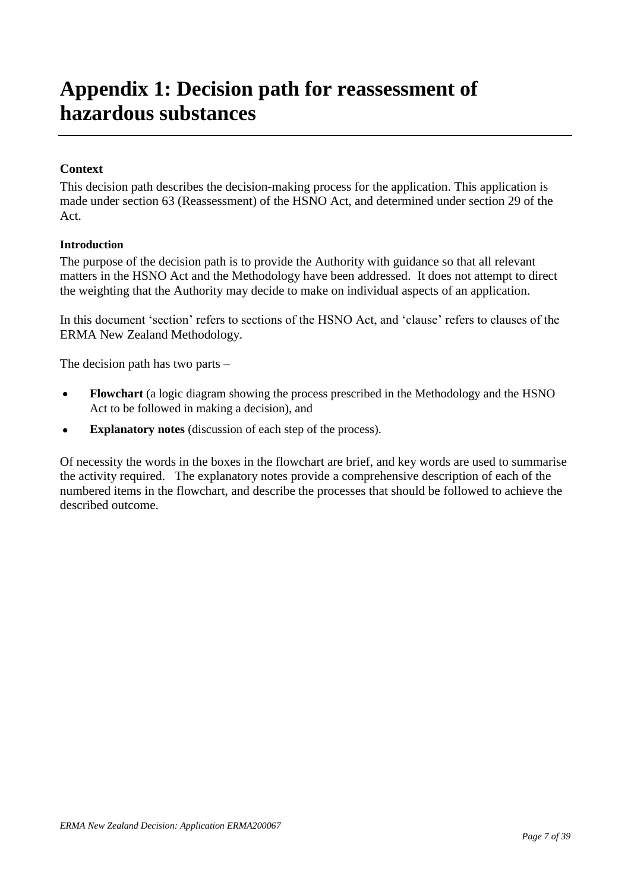# Appendix 1: Decision path for reassessment of hazardous substances

**Context**

This decision path describes the decision-making process for the application. This application is made under section 63 (Reassessment) of the HSNO Act, and determined under section 29 of the Act.

**Introduction**

The purpose of the decision path is to provide the Authority with guidance so that all relevant matters in the HSNO Act and the Methodology have been addressed. It does not attempt to direct the weighting that the Authority may decide to make on individual aspects of an application.

In this document 'section' refers to sections of the HSNO Act, and 'clause' refers to clauses of the ERMA New Zealand Methodology.

The decision path has two parts –

- **Flowchart** (a logic diagram showing the process prescribed in the Methodology and the HSNO Act to be followed in making a decision), and
- **Explanatory notes** (discussion of each step of the process).

Of necessity the words in the boxes in the flowchart are brief, and key words are used to summarise the activity required. The explanatory notes provide a comprehensive description of each of the numbered items in the flowchart, and describe the processes that should be followed to achieve the described outcome.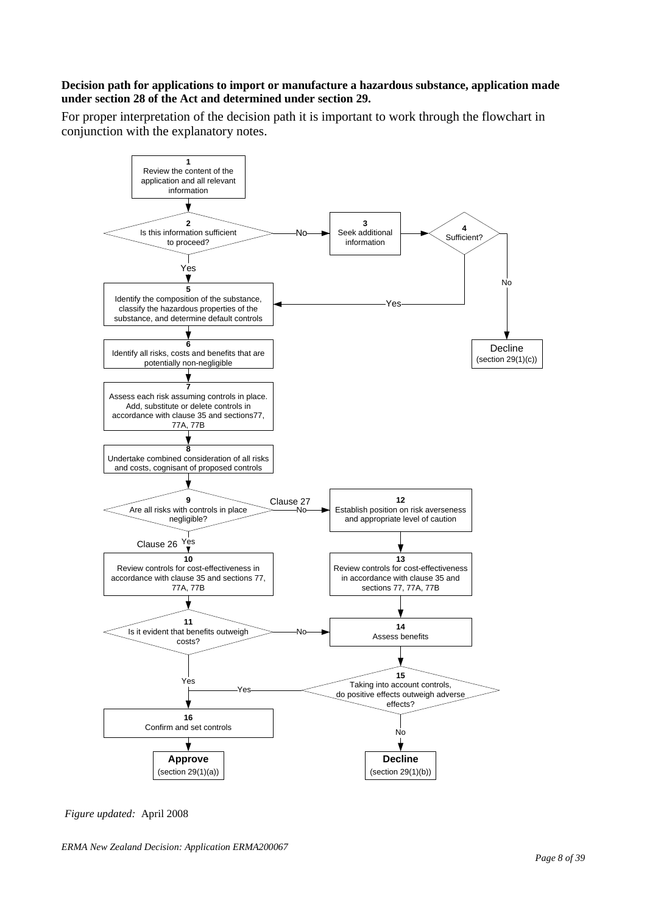**Decision path for applications to import or manufacture a hazardous substance, application made under section 28 of the Act and determined under section 29.**

For proper interpretation of the decision path it is important to work through the flowchart in conjunction with the explanatory notes.

**1** Review the content of the application and all relevant information

**2** Is this information sufficient to proceed?
- Yes → 5
- No → 3

**3** Seek additional information → 4

**4** Sufficient?
- Yes → 5
- No → **Decline** (section 29(1)(c))

**5** Identify the composition of the substance, classify the hazardous properties of the substance, and determine default controls

**6** Identify all risks, costs and benefits that are potentially non-negligible

**7** Assess each risk assuming controls in place. Add, substitute or delete controls in accordance with clause 35 and sections77, 77A, 77B

**8** Undertake combined consideration of all risks and costs, cognisant of proposed controls

**9** Are all risks with controls in place negligible?
- Yes (Clause 26) → 10
- No (Clause 27) → 12

**10** Review controls for cost-effectiveness in accordance with clause 35 and sections 77, 77A, 77B

**11** Is it evident that benefits outweigh costs?
- Yes → 16
- No → 14

**12** Establish position on risk averseness and appropriate level of caution

**13** Review controls for cost-effectiveness in accordance with clause 35 and sections 77, 77A, 77B

**14** Assess benefits

**15** Taking into account controls, do positive effects outweigh adverse effects?
- Yes → 16
- No → **Decline** (section 29(1)(b))

**16** Confirm and set controls → **Approve** (section 29(1)(a))

*Figure updated:* April 2008

*ERMA New Zealand Decision: Application ERMA200067*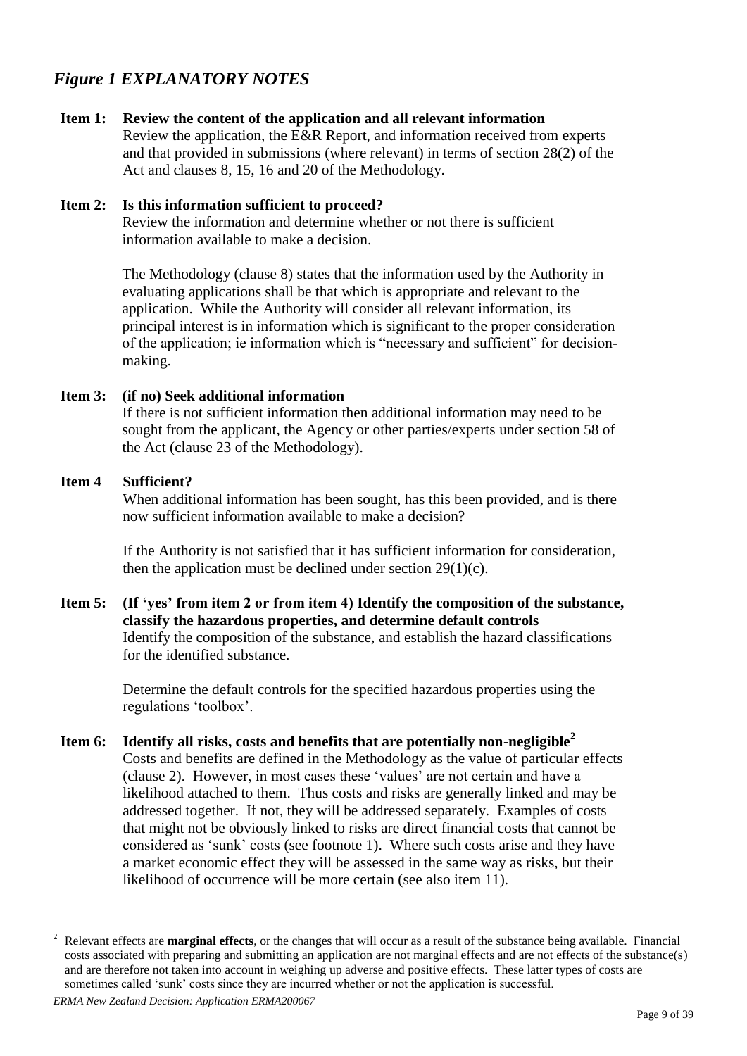## *Figure 1 EXPLANATORY NOTES*

**Item 1: Review the content of the application and all relevant information**

Review the application, the E&R Report, and information received from experts and that provided in submissions (where relevant) in terms of section 28(2) of the Act and clauses 8, 15, 16 and 20 of the Methodology.

**Item 2: Is this information sufficient to proceed?**

Review the information and determine whether or not there is sufficient information available to make a decision.

The Methodology (clause 8) states that the information used by the Authority in evaluating applications shall be that which is appropriate and relevant to the application. While the Authority will consider all relevant information, its principal interest is in information which is significant to the proper consideration of the application; ie information which is "necessary and sufficient" for decision-making.

**Item 3: (if no) Seek additional information**

If there is not sufficient information then additional information may need to be sought from the applicant, the Agency or other parties/experts under section 58 of the Act (clause 23 of the Methodology).

**Item 4 Sufficient?**

When additional information has been sought, has this been provided, and is there now sufficient information available to make a decision?

If the Authority is not satisfied that it has sufficient information for consideration, then the application must be declined under section 29(1)(c).

**Item 5: (If 'yes' from item 2 or from item 4) Identify the composition of the substance, classify the hazardous properties, and determine default controls**

Identify the composition of the substance, and establish the hazard classifications for the identified substance.

Determine the default controls for the specified hazardous properties using the regulations 'toolbox'.

**Item 6: Identify all risks, costs and benefits that are potentially non-negligible[2]**

Costs and benefits are defined in the Methodology as the value of particular effects (clause 2). However, in most cases these 'values' are not certain and have a likelihood attached to them. Thus costs and risks are generally linked and may be addressed together. If not, they will be addressed separately. Examples of costs that might not be obviously linked to risks are direct financial costs that cannot be considered as 'sunk' costs (see footnote 1). Where such costs arise and they have a market economic effect they will be assessed in the same way as risks, but their likelihood of occurrence will be more certain (see also item 11).

---

[2] Relevant effects are **marginal effects**, or the changes that will occur as a result of the substance being available. Financial costs associated with preparing and submitting an application are not marginal effects and are not effects of the substance(s) and are therefore not taken into account in weighing up adverse and positive effects. These latter types of costs are sometimes called 'sunk' costs since they are incurred whether or not the application is successful.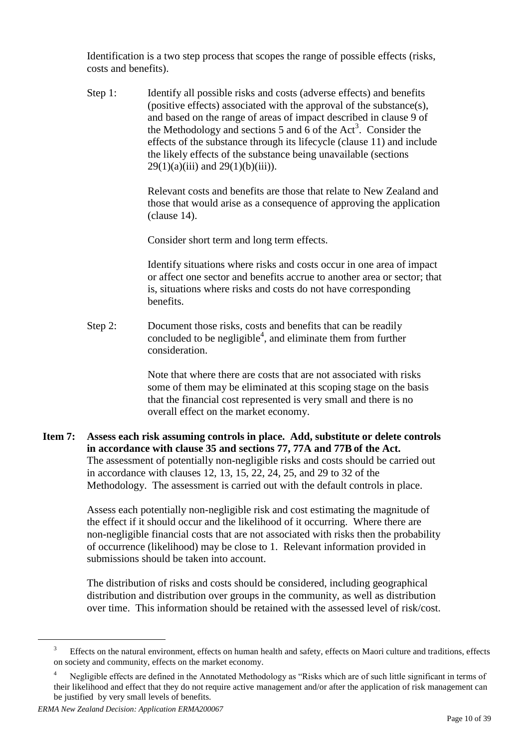Identification is a two step process that scopes the range of possible effects (risks, costs and benefits).

Step 1: Identify all possible risks and costs (adverse effects) and benefits (positive effects) associated with the approval of the substance(s), and based on the range of areas of impact described in clause 9 of the Methodology and sections 5 and 6 of the Act[3]. Consider the effects of the substance through its lifecycle (clause 11) and include the likely effects of the substance being unavailable (sections 29(1)(a)(iii) and 29(1)(b)(iii)).

Relevant costs and benefits are those that relate to New Zealand and those that would arise as a consequence of approving the application (clause 14).

Consider short term and long term effects.

Identify situations where risks and costs occur in one area of impact or affect one sector and benefits accrue to another area or sector; that is, situations where risks and costs do not have corresponding benefits.

Step 2: Document those risks, costs and benefits that can be readily concluded to be negligible[4], and eliminate them from further consideration.

Note that where there are costs that are not associated with risks some of them may be eliminated at this scoping stage on the basis that the financial cost represented is very small and there is no overall effect on the market economy.

**Item 7: Assess each risk assuming controls in place. Add, substitute or delete controls in accordance with clause 35 and sections 77, 77A and 77B of the Act.**

The assessment of potentially non-negligible risks and costs should be carried out in accordance with clauses 12, 13, 15, 22, 24, 25, and 29 to 32 of the Methodology. The assessment is carried out with the default controls in place.

Assess each potentially non-negligible risk and cost estimating the magnitude of the effect if it should occur and the likelihood of it occurring. Where there are non-negligible financial costs that are not associated with risks then the probability of occurrence (likelihood) may be close to 1. Relevant information provided in submissions should be taken into account.

The distribution of risks and costs should be considered, including geographical distribution and distribution over groups in the community, as well as distribution over time. This information should be retained with the assessed level of risk/cost.

---

[3] Effects on the natural environment, effects on human health and safety, effects on Maori culture and traditions, effects on society and community, effects on the market economy.

[4] Negligible effects are defined in the Annotated Methodology as "Risks which are of such little significant in terms of their likelihood and effect that they do not require active management and/or after the application of risk management can be justified by very small levels of benefits.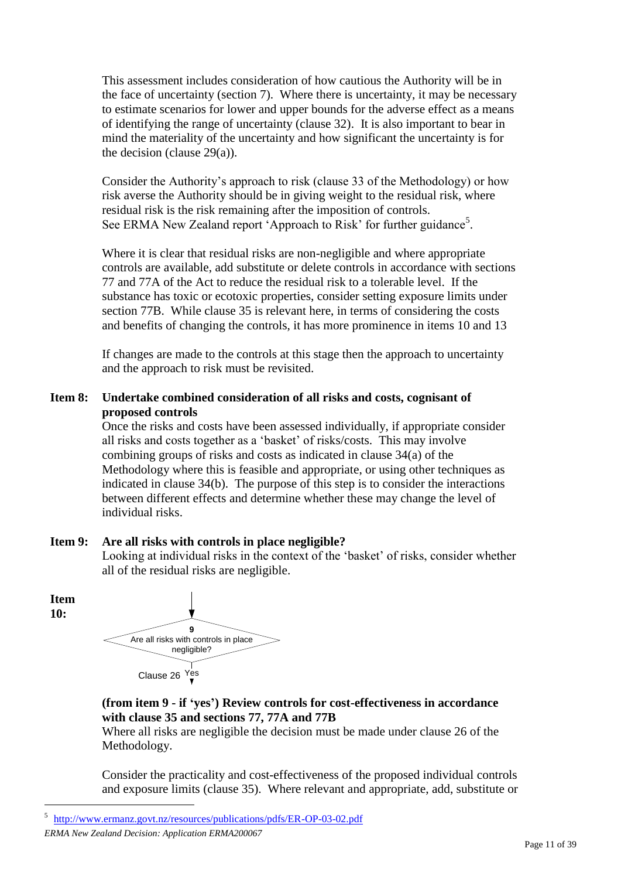This assessment includes consideration of how cautious the Authority will be in the face of uncertainty (section 7). Where there is uncertainty, it may be necessary to estimate scenarios for lower and upper bounds for the adverse effect as a means of identifying the range of uncertainty (clause 32). It is also important to bear in mind the materiality of the uncertainty and how significant the uncertainty is for the decision (clause 29(a)).

Consider the Authority's approach to risk (clause 33 of the Methodology) or how risk averse the Authority should be in giving weight to the residual risk, where residual risk is the risk remaining after the imposition of controls. See ERMA New Zealand report 'Approach to Risk' for further guidance[5].

Where it is clear that residual risks are non-negligible and where appropriate controls are available, add substitute or delete controls in accordance with sections 77 and 77A of the Act to reduce the residual risk to a tolerable level. If the substance has toxic or ecotoxic properties, consider setting exposure limits under section 77B. While clause 35 is relevant here, in terms of considering the costs and benefits of changing the controls, it has more prominence in items 10 and 13

If changes are made to the controls at this stage then the approach to uncertainty and the approach to risk must be revisited.

**Item 8: Undertake combined consideration of all risks and costs, cognisant of proposed controls**

Once the risks and costs have been assessed individually, if appropriate consider all risks and costs together as a 'basket' of risks/costs. This may involve combining groups of risks and costs as indicated in clause 34(a) of the Methodology where this is feasible and appropriate, or using other techniques as indicated in clause 34(b). The purpose of this step is to consider the interactions between different effects and determine whether these may change the level of individual risks.

**Item 9: Are all risks with controls in place negligible?**

Looking at individual risks in the context of the 'basket' of risks, consider whether all of the residual risks are negligible.

**Item 10:**

9
Are all risks with controls in place negligible?

Clause 26 Yes

**(from item 9 - if 'yes') Review controls for cost-effectiveness in accordance with clause 35 and sections 77, 77A and 77B**

Where all risks are negligible the decision must be made under clause 26 of the Methodology.

Consider the practicality and cost-effectiveness of the proposed individual controls and exposure limits (clause 35). Where relevant and appropriate, add, substitute or

[5] http://www.ermanz.govt.nz/resources/publications/pdfs/ER-OP-03-02.pdf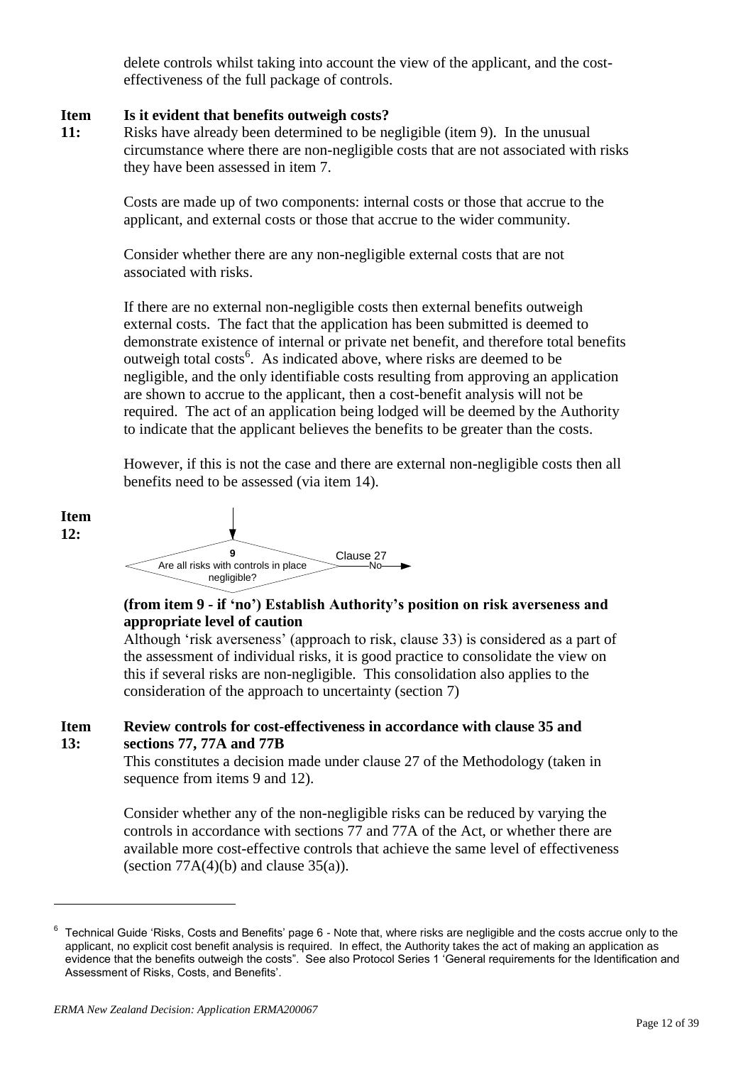delete controls whilst taking into account the view of the applicant, and the cost-effectiveness of the full package of controls.

**Item 11: Is it evident that benefits outweigh costs?**

Risks have already been determined to be negligible (item 9). In the unusual circumstance where there are non-negligible costs that are not associated with risks they have been assessed in item 7.

Costs are made up of two components: internal costs or those that accrue to the applicant, and external costs or those that accrue to the wider community.

Consider whether there are any non-negligible external costs that are not associated with risks.

If there are no external non-negligible costs then external benefits outweigh external costs. The fact that the application has been submitted is deemed to demonstrate existence of internal or private net benefit, and therefore total benefits outweigh total costs[6]. As indicated above, where risks are deemed to be negligible, and the only identifiable costs resulting from approving an application are shown to accrue to the applicant, then a cost-benefit analysis will not be required. The act of an application being lodged will be deemed by the Authority to indicate that the applicant believes the benefits to be greater than the costs.

However, if this is not the case and there are external non-negligible costs then all benefits need to be assessed (via item 14).

**Item 12:**

9 Are all risks with controls in place negligible? — No → Clause 27

**(from item 9 - if 'no') Establish Authority's position on risk averseness and appropriate level of caution**

Although 'risk averseness' (approach to risk, clause 33) is considered as a part of the assessment of individual risks, it is good practice to consolidate the view on this if several risks are non-negligible. This consolidation also applies to the consideration of the approach to uncertainty (section 7)

**Item 13: Review controls for cost-effectiveness in accordance with clause 35 and sections 77, 77A and 77B**

This constitutes a decision made under clause 27 of the Methodology (taken in sequence from items 9 and 12).

Consider whether any of the non-negligible risks can be reduced by varying the controls in accordance with sections 77 and 77A of the Act, or whether there are available more cost-effective controls that achieve the same level of effectiveness (section 77A(4)(b) and clause 35(a)).

---

[6] Technical Guide 'Risks, Costs and Benefits' page 6 - Note that, where risks are negligible and the costs accrue only to the applicant, no explicit cost benefit analysis is required. In effect, the Authority takes the act of making an application as evidence that the benefits outweigh the costs". See also Protocol Series 1 'General requirements for the Identification and Assessment of Risks, Costs, and Benefits'.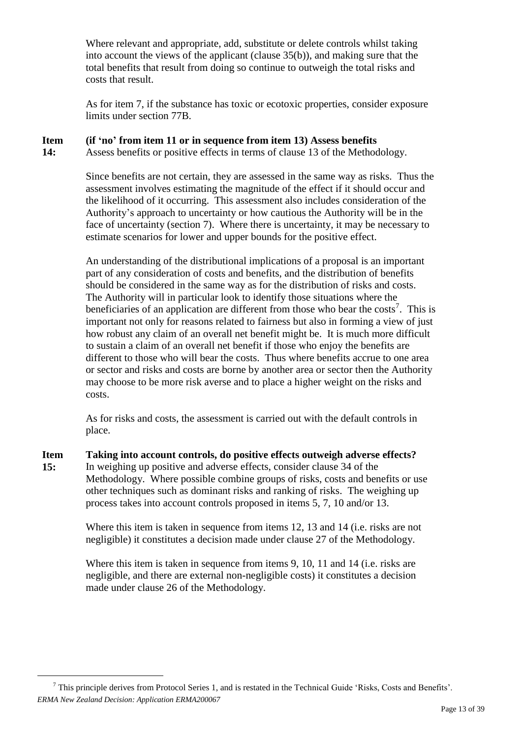Where relevant and appropriate, add, substitute or delete controls whilst taking into account the views of the applicant (clause 35(b)), and making sure that the total benefits that result from doing so continue to outweigh the total risks and costs that result.

As for item 7, if the substance has toxic or ecotoxic properties, consider exposure limits under section 77B.

**Item 14: (if 'no' from item 11 or in sequence from item 13) Assess benefits**

Assess benefits or positive effects in terms of clause 13 of the Methodology.

Since benefits are not certain, they are assessed in the same way as risks. Thus the assessment involves estimating the magnitude of the effect if it should occur and the likelihood of it occurring. This assessment also includes consideration of the Authority's approach to uncertainty or how cautious the Authority will be in the face of uncertainty (section 7). Where there is uncertainty, it may be necessary to estimate scenarios for lower and upper bounds for the positive effect.

An understanding of the distributional implications of a proposal is an important part of any consideration of costs and benefits, and the distribution of benefits should be considered in the same way as for the distribution of risks and costs. The Authority will in particular look to identify those situations where the beneficiaries of an application are different from those who bear the costs[7]. This is important not only for reasons related to fairness but also in forming a view of just how robust any claim of an overall net benefit might be. It is much more difficult to sustain a claim of an overall net benefit if those who enjoy the benefits are different to those who will bear the costs. Thus where benefits accrue to one area or sector and risks and costs are borne by another area or sector then the Authority may choose to be more risk averse and to place a higher weight on the risks and costs.

As for risks and costs, the assessment is carried out with the default controls in place.

**Item 15: Taking into account controls, do positive effects outweigh adverse effects?**

In weighing up positive and adverse effects, consider clause 34 of the Methodology. Where possible combine groups of risks, costs and benefits or use other techniques such as dominant risks and ranking of risks. The weighing up process takes into account controls proposed in items 5, 7, 10 and/or 13.

Where this item is taken in sequence from items 12, 13 and 14 (i.e. risks are not negligible) it constitutes a decision made under clause 27 of the Methodology.

Where this item is taken in sequence from items 9, 10, 11 and 14 (i.e. risks are negligible, and there are external non-negligible costs) it constitutes a decision made under clause 26 of the Methodology.

---

[7] This principle derives from Protocol Series 1, and is restated in the Technical Guide 'Risks, Costs and Benefits'.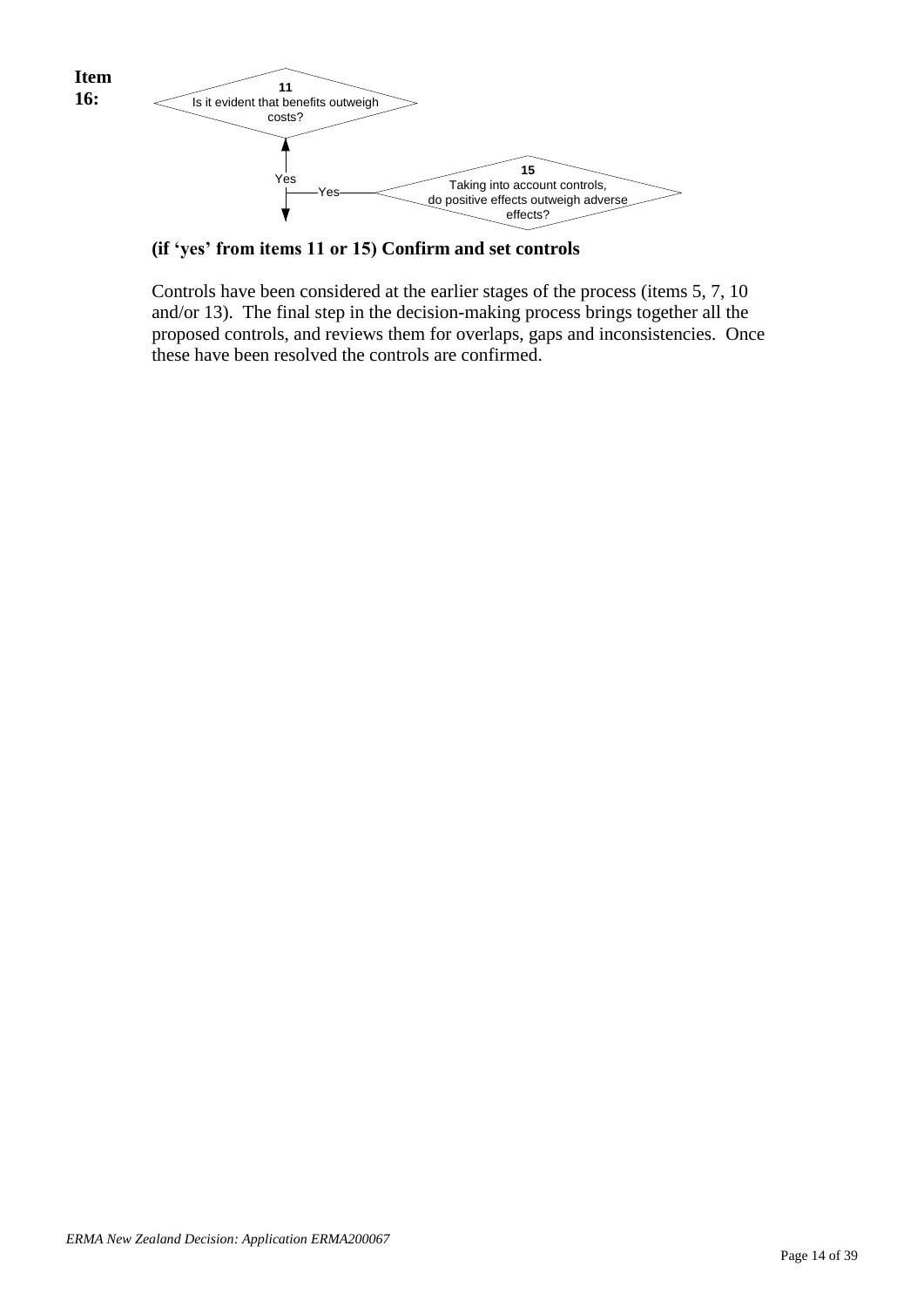**Item 16:**

11
Is it evident that benefits outweigh costs?

Yes

Yes

15
Taking into account controls, do positive effects outweigh adverse effects?

**(if 'yes' from items 11 or 15) Confirm and set controls**

Controls have been considered at the earlier stages of the process (items 5, 7, 10 and/or 13). The final step in the decision-making process brings together all the proposed controls, and reviews them for overlaps, gaps and inconsistencies. Once these have been resolved the controls are confirmed.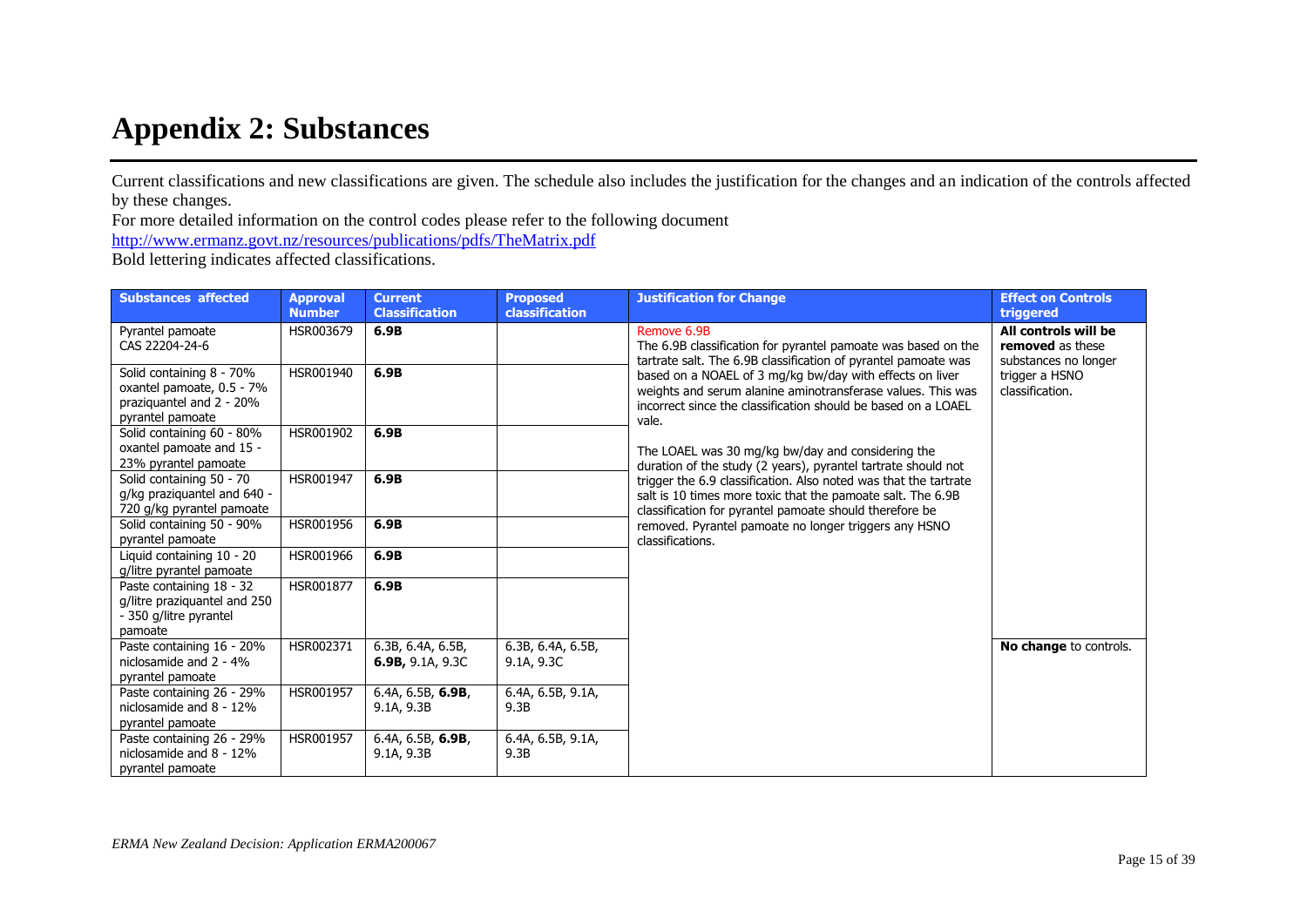# Appendix 2: Substances

Current classifications and new classifications are given. The schedule also includes the justification for the changes and an indication of the controls affected by these changes.

For more detailed information on the control codes please refer to the following document http://www.ermanz.govt.nz/resources/publications/pdfs/TheMatrix.pdf

Bold lettering indicates affected classifications.

| Substances affected | Approval Number | Current Classification | Proposed classification | Justification for Change | Effect on Controls triggered |
|---|---|---|---|---|---|
| Pyrantel pamoate CAS 22204-24-6 | HSR003679 | **6.9B** | | Remove 6.9B<br>The 6.9B classification for pyrantel pamoate was based on the tartrate salt. The 6.9B classification of pyrantel pamoate was based on a NOAEL of 3 mg/kg bw/day with effects on liver weights and serum alanine aminotransferase values. This was incorrect since the classification should be based on a LOAEL vale.<br><br>The LOAEL was 30 mg/kg bw/day and considering the duration of the study (2 years), pyrantel tartrate should not trigger the 6.9 classification. Also noted was that the tartrate salt is 10 times more toxic that the pamoate salt. The 6.9B classification for pyrantel pamoate should therefore be removed. Pyrantel pamoate no longer triggers any HSNO classifications. | **All controls will be removed** as these substances no longer trigger a HSNO classification. |
| Solid containing 8 - 70% oxantel pamoate, 0.5 - 7% praziquantel and 2 - 20% pyrantel pamoate | HSR001940 | **6.9B** | | | |
| Solid containing 60 - 80% oxantel pamoate and 15 - 23% pyrantel pamoate | HSR001902 | **6.9B** | | | |
| Solid containing 50 - 70 g/kg praziquantel and 640 - 720 g/kg pyrantel pamoate | HSR001947 | **6.9B** | | | |
| Solid containing 50 - 90% pyrantel pamoate | HSR001956 | **6.9B** | | | |
| Liquid containing 10 - 20 g/litre pyrantel pamoate | HSR001966 | **6.9B** | | | |
| Paste containing 18 - 32 g/litre praziquantel and 250 - 350 g/litre pyrantel pamoate | HSR001877 | **6.9B** | | | |
| Paste containing 16 - 20% niclosamide and 2 - 4% pyrantel pamoate | HSR002371 | 6.3B, 6.4A, 6.5B, **6.9B,** 9.1A, 9.3C | 6.3B, 6.4A, 6.5B, 9.1A, 9.3C | | **No change** to controls. |
| Paste containing 26 - 29% niclosamide and 8 - 12% pyrantel pamoate | HSR001957 | 6.4A, 6.5B, **6.9B**, 9.1A, 9.3B | 6.4A, 6.5B, 9.1A, 9.3B | | |
| Paste containing 26 - 29% niclosamide and 8 - 12% pyrantel pamoate | HSR001957 | 6.4A, 6.5B, **6.9B**, 9.1A, 9.3B | 6.4A, 6.5B, 9.1A, 9.3B | | |

*ERMA New Zealand Decision: Application ERMA200067*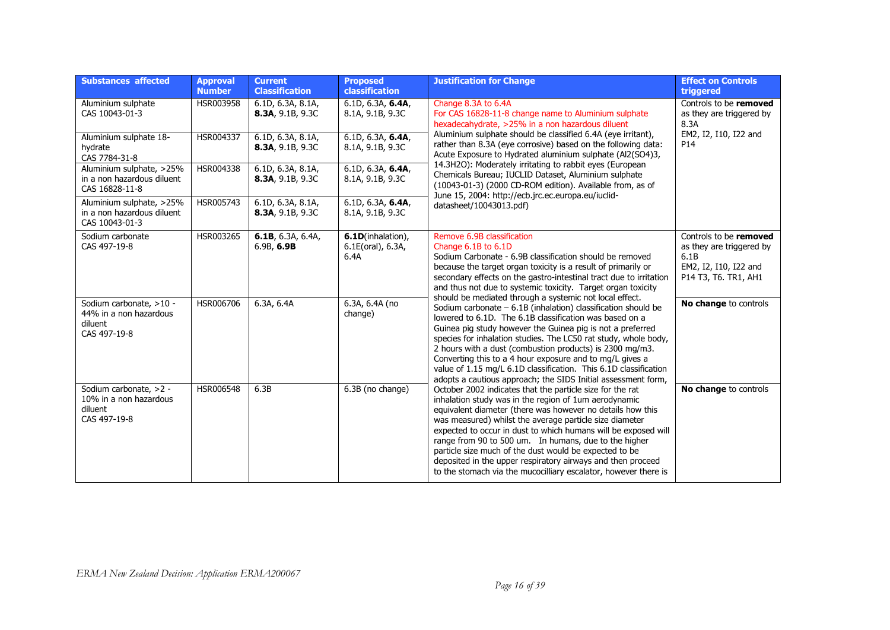| Substances affected | Approval Number | Current Classification | Proposed classification | Justification for Change | Effect on Controls triggered |
|---|---|---|---|---|---|
| Aluminium sulphate CAS 10043-01-3 | HSR003958 | 6.1D, 6.3A, 8.1A, **8.3A**, 9.1B, 9.3C | 6.1D, 6.3A, **6.4A**, 8.1A, 9.1B, 9.3C | Change 8.3A to 6.4A<br>For CAS 16828-11-8 change name to Aluminium sulphate hexadecahydrate, >25% in a non hazardous diluent<br>Aluminium sulphate should be classified 6.4A (eye irritant), rather than 8.3A (eye corrosive) based on the following data: Acute Exposure to Hydrated aluminium sulphate ($Al2(SO4)3, 14.3H2O$): Moderately irritating to rabbit eyes (European Chemicals Bureau; IUCLID Dataset, Aluminium sulphate (10043-01-3) (2000 CD-ROM edition). Available from, as of June 15, 2004: http://ecb.jrc.ec.europa.eu/iuclid-datasheet/10043013.pdf) | Controls to be **removed** as they are triggered by 8.3A<br>EM2, I2, I10, I22 and P14 |
| Aluminium sulphate 18-hydrate CAS 7784-31-8 | HSR004337 | 6.1D, 6.3A, 8.1A, **8.3A**, 9.1B, 9.3C | 6.1D, 6.3A, **6.4A**, 8.1A, 9.1B, 9.3C | | |
| Aluminium sulphate, >25% in a non hazardous diluent CAS 16828-11-8 | HSR004338 | 6.1D, 6.3A, 8.1A, **8.3A**, 9.1B, 9.3C | 6.1D, 6.3A, **6.4A**, 8.1A, 9.1B, 9.3C | | |
| Aluminium sulphate, >25% in a non hazardous diluent CAS 10043-01-3 | HSR005743 | 6.1D, 6.3A, 8.1A, **8.3A**, 9.1B, 9.3C | 6.1D, 6.3A, **6.4A**, 8.1A, 9.1B, 9.3C | | |
| Sodium carbonate CAS 497-19-8 | HSR003265 | **6.1B**, 6.3A, 6.4A, 6.9B, **6.9B** | **6.1D**(inhalation), 6.1E(oral), 6.3A, 6.4A | Remove 6.9B classification<br>Change 6.1B to 6.1D<br>Sodium Carbonate - 6.9B classification should be removed because the target organ toxicity is a result of primarily or secondary effects on the gastro-intestinal tract due to irritation and thus not due to systemic toxicity. Target organ toxicity should be mediated through a systemic not local effect.<br>Sodium carbonate – 6.1B (inhalation) classification should be lowered to 6.1D. The 6.1B classification was based on a Guinea pig study however the Guinea pig is not a preferred species for inhalation studies. The LC50 rat study, whole body, 2 hours with a dust (combustion products) is 2300 mg/m3. Converting this to a 4 hour exposure and to mg/L gives a value of 1.15 mg/L 6.1D classification. This 6.1D classification adopts a cautious approach; the SIDS Initial assessment form, October 2002 indicates that the particle size for the rat inhalation study was in the region of 1um aerodynamic equivalent diameter (there was however no details how this was measured) whilst the average particle size diameter expected to occur in dust to which humans will be exposed will range from 90 to 500 um. In humans, due to the higher particle size much of the dust would be expected to be deposited in the upper respiratory airways and then proceed to the stomach via the mucocilliary escalator, however there is | Controls to be **removed** as they are triggered by 6.1B<br>EM2, I2, I10, I22 and P14 T3, T6. TR1, AH1 |
| Sodium carbonate, >10 - 44% in a non hazardous diluent CAS 497-19-8 | HSR006706 | 6.3A, 6.4A | 6.3A, 6.4A (no change) | | **No change** to controls |
| Sodium carbonate, >2 - 10% in a non hazardous diluent CAS 497-19-8 | HSR006548 | 6.3B | 6.3B (no change) | | **No change** to controls |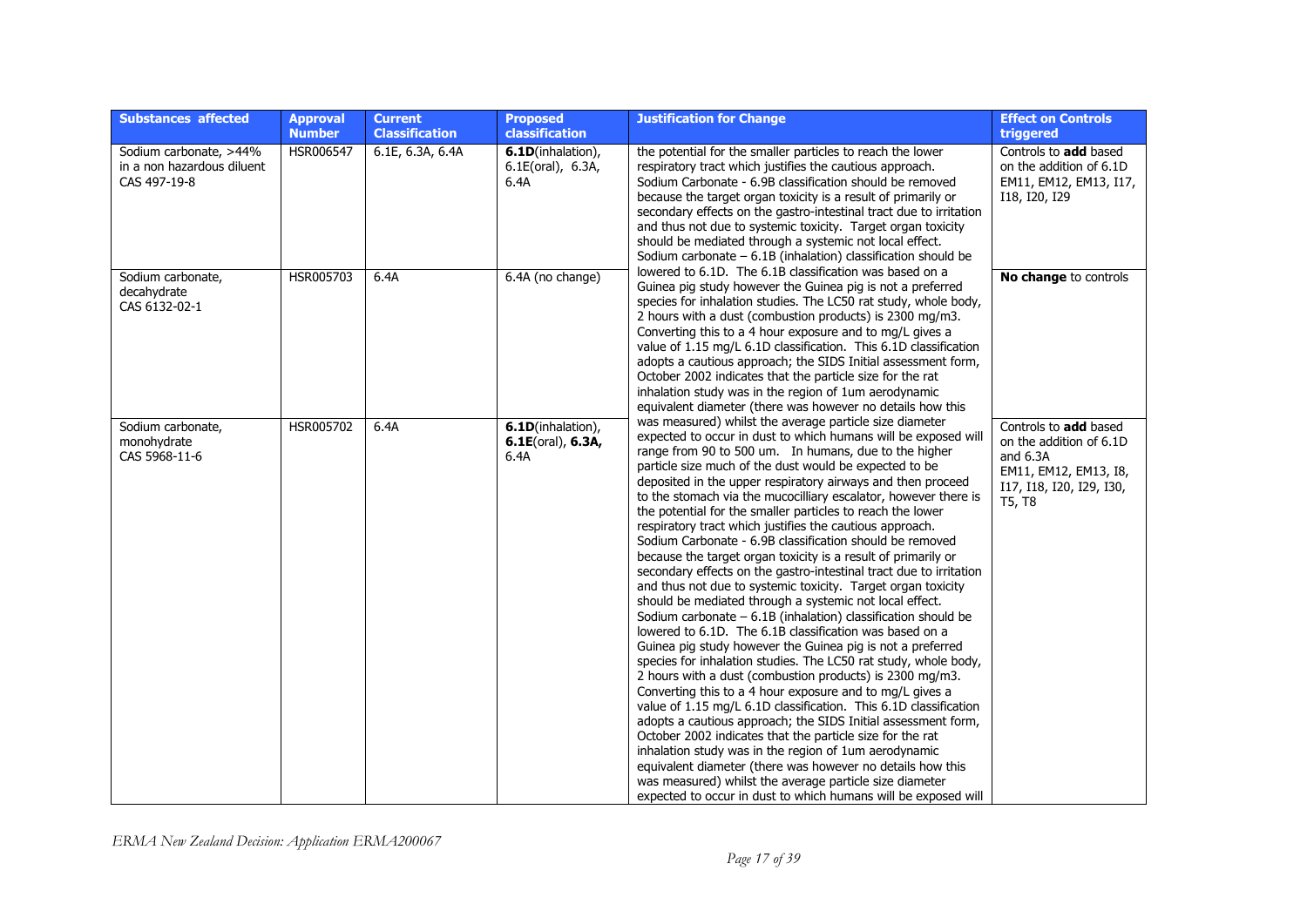| Substances affected | Approval Number | Current Classification | Proposed classification | Justification for Change | Effect on Controls triggered |
|---|---|---|---|---|---|
| Sodium carbonate, >44% in a non hazardous diluent CAS 497-19-8 | HSR006547 | 6.1E, 6.3A, 6.4A | **6.1D**(inhalation), 6.1E(oral), 6.3A, 6.4A | the potential for the smaller particles to reach the lower respiratory tract which justifies the cautious approach. Sodium Carbonate - 6.9B classification should be removed because the target organ toxicity is a result of primarily or secondary effects on the gastro-intestinal tract due to irritation and thus not due to systemic toxicity. Target organ toxicity should be mediated through a systemic not local effect. Sodium carbonate – 6.1B (inhalation) classification should be lowered to 6.1D. The 6.1B classification was based on a Guinea pig study however the Guinea pig is not a preferred species for inhalation studies. The LC50 rat study, whole body, 2 hours with a dust (combustion products) is 2300 mg/m3. Converting this to a 4 hour exposure and to mg/L gives a value of 1.15 mg/L 6.1D classification. This 6.1D classification adopts a cautious approach; the SIDS Initial assessment form, October 2002 indicates that the particle size for the rat inhalation study was in the region of 1um aerodynamic equivalent diameter (there was however no details how this was measured) whilst the average particle size diameter expected to occur in dust to which humans will be exposed will range from 90 to 500 um. In humans, due to the higher particle size much of the dust would be expected to be deposited in the upper respiratory airways and then proceed to the stomach via the mucocilliary escalator, however there is the potential for the smaller particles to reach the lower respiratory tract which justifies the cautious approach. Sodium Carbonate - 6.9B classification should be removed because the target organ toxicity is a result of primarily or secondary effects on the gastro-intestinal tract due to irritation and thus not due to systemic toxicity. Target organ toxicity should be mediated through a systemic not local effect. Sodium carbonate – 6.1B (inhalation) classification should be lowered to 6.1D. The 6.1B classification was based on a Guinea pig study however the Guinea pig is not a preferred species for inhalation studies. The LC50 rat study, whole body, 2 hours with a dust (combustion products) is 2300 mg/m3. Converting this to a 4 hour exposure and to mg/L gives a value of 1.15 mg/L 6.1D classification. This 6.1D classification adopts a cautious approach; the SIDS Initial assessment form, October 2002 indicates that the particle size for the rat inhalation study was in the region of 1um aerodynamic equivalent diameter (there was however no details how this was measured) whilst the average particle size diameter expected to occur in dust to which humans will be exposed will | Controls to **add** based on the addition of 6.1D EM11, EM12, EM13, I17, I18, I20, I29 |
| Sodium carbonate, decahydrate CAS 6132-02-1 | HSR005703 | 6.4A | 6.4A (no change) | | **No change** to controls |
| Sodium carbonate, monohydrate CAS 5968-11-6 | HSR005702 | 6.4A | **6.1D**(inhalation), **6.1E**(oral), **6.3A**, 6.4A | | Controls to **add** based on the addition of 6.1D and 6.3A EM11, EM12, EM13, I8, I17, I18, I20, I29, I30, T5, T8 |

*ERMA New Zealand Decision: Application ERMA200067*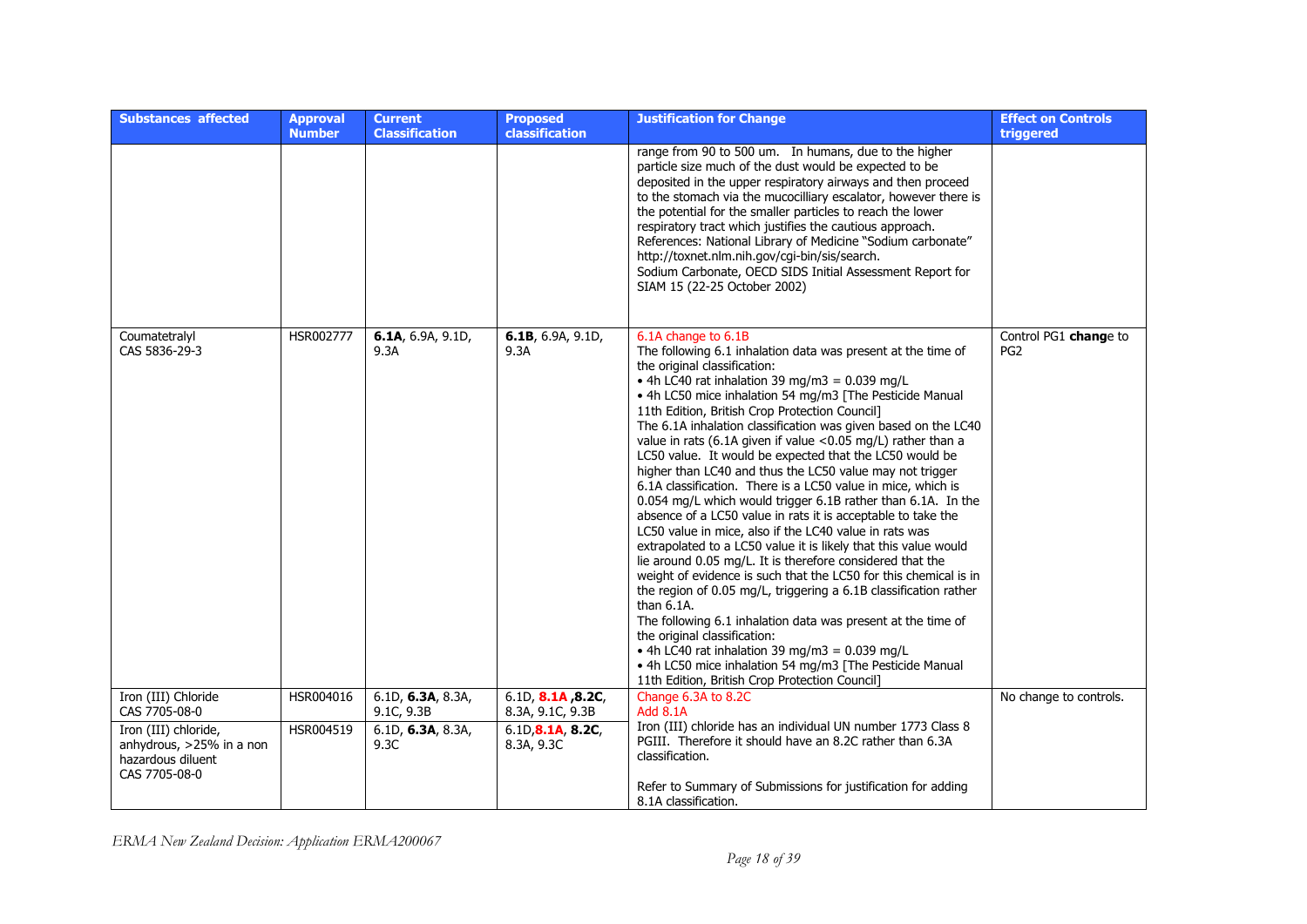| Substances affected | Approval Number | Current Classification | Proposed classification | Justification for Change | Effect on Controls triggered |
|---|---|---|---|---|---|
| | | | | range from 90 to 500 um. In humans, due to the higher particle size much of the dust would be expected to be deposited in the upper respiratory airways and then proceed to the stomach via the mucocilliary escalator, however there is the potential for the smaller particles to reach the lower respiratory tract which justifies the cautious approach. References: National Library of Medicine "Sodium carbonate" http://toxnet.nlm.nih.gov/cgi-bin/sis/search. Sodium Carbonate, OECD SIDS Initial Assessment Report for SIAM 15 (22-25 October 2002) | |
| Coumatetralyl CAS 5836-29-3 | HSR002777 | **6.1A**, 6.9A, 9.1D, 9.3A | **6.1B**, 6.9A, 9.1D, 9.3A | 6.1A change to 6.1B<br>The following 6.1 inhalation data was present at the time of the original classification:<br>• 4h LC40 rat inhalation 39 mg/m3 = 0.039 mg/L<br>• 4h LC50 mice inhalation 54 mg/m3 [The Pesticide Manual 11th Edition, British Crop Protection Council]<br>The 6.1A inhalation classification was given based on the LC40 value in rats (6.1A given if value <0.05 mg/L) rather than a LC50 value. It would be expected that the LC50 would be higher than LC40 and thus the LC50 value may not trigger 6.1A classification. There is a LC50 value in mice, which is 0.054 mg/L which would trigger 6.1B rather than 6.1A. In the absence of a LC50 value in rats it is acceptable to take the LC50 value in mice, also if the LC40 value in rats was extrapolated to a LC50 value it is likely that this value would lie around 0.05 mg/L. It is therefore considered that the weight of evidence is such that the LC50 for this chemical is in the region of 0.05 mg/L, triggering a 6.1B classification rather than 6.1A.<br>The following 6.1 inhalation data was present at the time of the original classification:<br>• 4h LC40 rat inhalation 39 mg/m3 = 0.039 mg/L<br>• 4h LC50 mice inhalation 54 mg/m3 [The Pesticide Manual 11th Edition, British Crop Protection Council] | Control PG1 **chang**e to PG2 |
| Iron (III) Chloride CAS 7705-08-0 | HSR004016 | 6.1D, **6.3A**, 8.3A, 9.1C, 9.3B | 6.1D, **8.1A**, **8.2C**, 8.3A, 9.1C, 9.3B | Change 6.3A to 8.2C<br>Add 8.1A<br>Iron (III) chloride has an individual UN number 1773 Class 8 PGIII. Therefore it should have an 8.2C rather than 6.3A classification.<br><br>Refer to Summary of Submissions for justification for adding 8.1A classification. | No change to controls. |
| Iron (III) chloride, anhydrous, >25% in a non hazardous diluent CAS 7705-08-0 | HSR004519 | 6.1D, **6.3A**, 8.3A, 9.3C | 6.1D, **8.1A**, **8.2C**, 8.3A, 9.3C | | |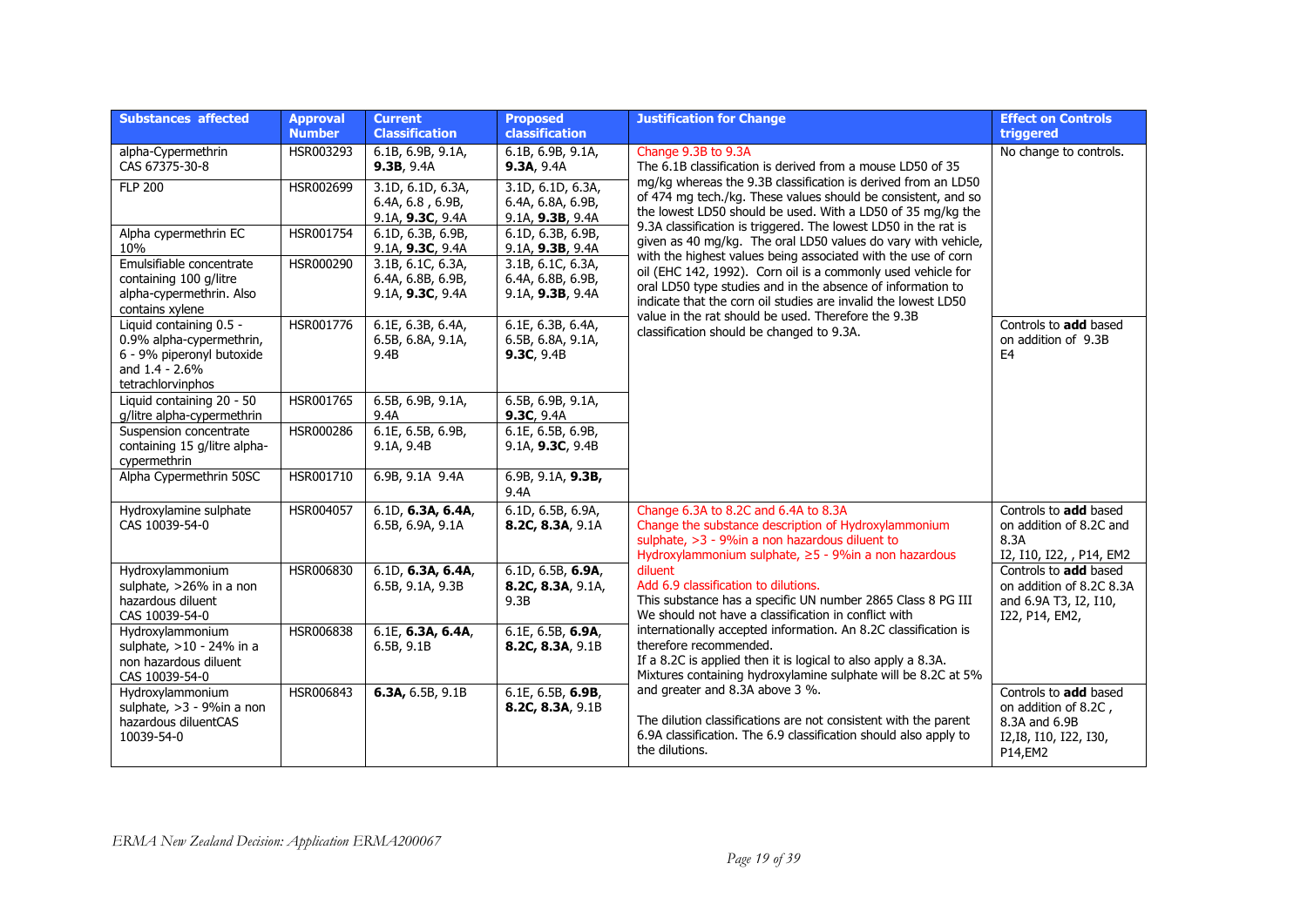| Substances affected | Approval Number | Current Classification | Proposed classification | Justification for Change | Effect on Controls triggered |
|---|---|---|---|---|---|
| alpha-Cypermethrin CAS 67375-30-8 | HSR003293 | 6.1B, 6.9B, 9.1A, **9.3B**, 9.4A | 6.1B, 6.9B, 9.1A, **9.3A**, 9.4A | Change 9.3B to 9.3A<br>The 6.1B classification is derived from a mouse LD50 of 35 mg/kg whereas the 9.3B classification is derived from an LD50 of 474 mg tech./kg. These values should be consistent, and so the lowest LD50 should be used. With a LD50 of 35 mg/kg the 9.3A classification is triggered. The lowest LD50 in the rat is given as 40 mg/kg. The oral LD50 values do vary with vehicle, with the highest values being associated with the use of corn oil (EHC 142, 1992). Corn oil is a commonly used vehicle for oral LD50 type studies and in the absence of information to indicate that the corn oil studies are invalid the lowest LD50 value in the rat should be used. Therefore the 9.3B classification should be changed to 9.3A. | No change to controls. |
| FLP 200 | HSR002699 | 3.1D, 6.1D, 6.3A, 6.4A, 6.8 , 6.9B, 9.1A, **9.3C**, 9.4A | 3.1D, 6.1D, 6.3A, 6.4A, 6.8A, 6.9B, 9.1A, **9.3B**, 9.4A | | |
| Alpha cypermethrin EC 10% | HSR001754 | 6.1D, 6.3B, 6.9B, 9.1A, **9.3C**, 9.4A | 6.1D, 6.3B, 6.9B, 9.1A, **9.3B**, 9.4A | | |
| Emulsifiable concentrate containing 100 g/litre alpha-cypermethrin. Also contains xylene | HSR000290 | 3.1B, 6.1C, 6.3A, 6.4A, 6.8B, 6.9B, 9.1A, **9.3C**, 9.4A | 3.1B, 6.1C, 6.3A, 6.4A, 6.8B, 6.9B, 9.1A, **9.3B**, 9.4A | | |
| Liquid containing 0.5 - 0.9% alpha-cypermethrin, 6 - 9% piperonyl butoxide and 1.4 - 2.6% tetrachlorvinphos | HSR001776 | 6.1E, 6.3B, 6.4A, 6.5B, 6.8A, 9.1A, 9.4B | 6.1E, 6.3B, 6.4A, 6.5B, 6.8A, 9.1A, **9.3C**, 9.4B | | Controls to **add** based on addition of 9.3B E4 |
| Liquid containing 20 - 50 g/litre alpha-cypermethrin | HSR001765 | 6.5B, 6.9B, 9.1A, 9.4A | 6.5B, 6.9B, 9.1A, **9.3C**, 9.4A | | |
| Suspension concentrate containing 15 g/litre alpha-cypermethrin | HSR000286 | 6.1E, 6.5B, 6.9B, 9.1A, 9.4B | 6.1E, 6.5B, 6.9B, 9.1A, **9.3C**, 9.4B | | |
| Alpha Cypermethrin 50SC | HSR001710 | 6.9B, 9.1A 9.4A | 6.9B, 9.1A, **9.3B,** 9.4A | | |
| Hydroxylamine sulphate CAS 10039-54-0 | HSR004057 | 6.1D, **6.3A, 6.4A**, 6.5B, 6.9A, 9.1A | 6.1D, 6.5B, 6.9A, **8.2C, 8.3A**, 9.1A | Change 6.3A to 8.2C and 6.4A to 8.3A<br>Change the substance description of Hydroxylammonium sulphate, >3 - 9%in a non hazardous diluent to Hydroxylammonium sulphate, ≥5 - 9%in a non hazardous diluent<br>Add 6.9 classification to dilutions.<br>This substance has a specific UN number 2865 Class 8 PG III We should not have a classification in conflict with internationally accepted information. An 8.2C classification is therefore recommended.<br>If a 8.2C is applied then it is logical to also apply a 8.3A. Mixtures containing hydroxylamine sulphate will be 8.2C at 5% and greater and 8.3A above 3 %.<br><br>The dilution classifications are not consistent with the parent 6.9A classification. The 6.9 classification should also apply to the dilutions. | Controls to **add** based on addition of 8.2C and 8.3A<br>I2, I10, I22, , P14, EM2 |
| Hydroxylammonium sulphate, >26% in a non hazardous diluent CAS 10039-54-0 | HSR006830 | 6.1D, **6.3A, 6.4A**, 6.5B, 9.1A, 9.3B | 6.1D, 6.5B, **6.9A**, **8.2C, 8.3A**, 9.1A, 9.3B | | Controls to **add** based on addition of 8.2C 8.3A and 6.9A T3, I2, I10, I22, P14, EM2, |
| Hydroxylammonium sulphate, >10 - 24% in a non hazardous diluent CAS 10039-54-0 | HSR006838 | 6.1E, **6.3A, 6.4A**, 6.5B, 9.1B | 6.1E, 6.5B, **6.9A**, **8.2C, 8.3A**, 9.1B | | |
| Hydroxylammonium sulphate, >3 - 9%in a non hazardous diluentCAS 10039-54-0 | HSR006843 | **6.3A,** 6.5B, 9.1B | 6.1E, 6.5B, **6.9B**, **8.2C, 8.3A**, 9.1B | | Controls to **add** based on addition of 8.2C , 8.3A and 6.9B<br>I2,I8, I10, I22, I30, P14,EM2 |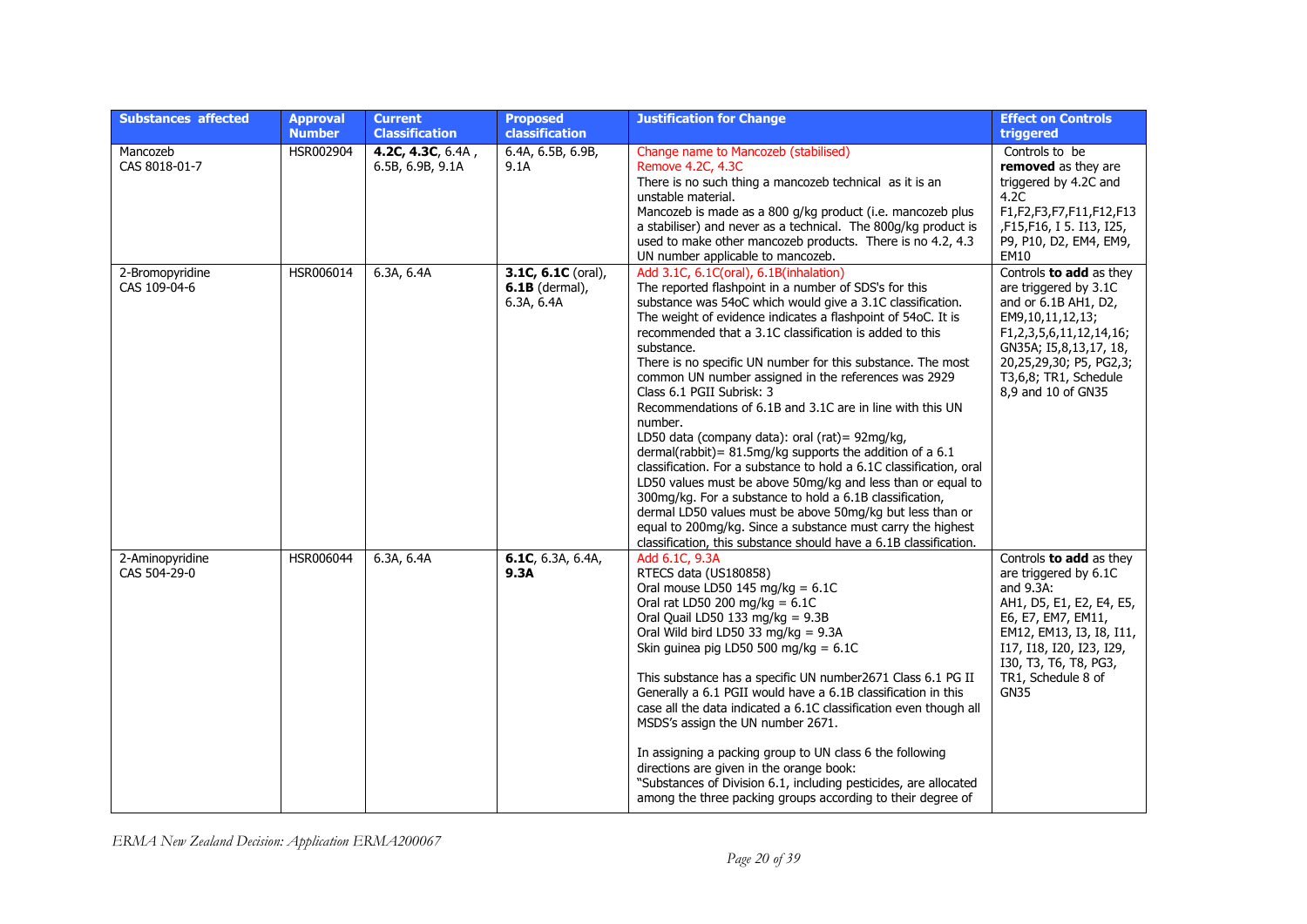| Substances affected | Approval Number | Current Classification | Proposed classification | Justification for Change | Effect on Controls triggered |
|---|---|---|---|---|---|
| Mancozeb CAS 8018-01-7 | HSR002904 | **4.2C, 4.3C**, 6.4A , 6.5B, 6.9B, 9.1A | 6.4A, 6.5B, 6.9B, 9.1A | Change name to Mancozeb (stabilised)<br>Remove 4.2C, 4.3C<br>There is no such thing a mancozeb technical as it is an unstable material.<br>Mancozeb is made as a 800 g/kg product (i.e. mancozeb plus a stabiliser) and never as a technical. The 800g/kg product is used to make other mancozeb products. There is no 4.2, 4.3 UN number applicable to mancozeb. | Controls to be **removed** as they are triggered by 4.2C and 4.2C F1,F2,F3,F7,F11,F12,F13 ,F15,F16, I 5. I13, I25, P9, P10, D2, EM4, EM9, EM10 |
| 2-Bromopyridine CAS 109-04-6 | HSR006014 | 6.3A, 6.4A | **3.1C, 6.1C** (oral), **6.1B** (dermal), 6.3A, 6.4A | Add 3.1C, 6.1C(oral), 6.1B(inhalation)<br>The reported flashpoint in a number of SDS's for this substance was 54oC which would give a 3.1C classification. The weight of evidence indicates a flashpoint of 54oC. It is recommended that a 3.1C classification is added to this substance.<br>There is no specific UN number for this substance. The most common UN number assigned in the references was 2929 Class 6.1 PGII Subrisk: 3<br>Recommendations of 6.1B and 3.1C are in line with this UN number.<br>LD50 data (company data): oral (rat)= 92mg/kg, dermal(rabbit)= 81.5mg/kg supports the addition of a 6.1 classification. For a substance to hold a 6.1C classification, oral LD50 values must be above 50mg/kg and less than or equal to 300mg/kg. For a substance to hold a 6.1B classification, dermal LD50 values must be above 50mg/kg but less than or equal to 200mg/kg. Since a substance must carry the highest classification, this substance should have a 6.1B classification. | Controls **to add** as they are triggered by 3.1C and or 6.1B AH1, D2, EM9,10,11,12,13; F1,2,3,5,6,11,12,14,16; GN35A; I5,8,13,17, 18, 20,25,29,30; P5, PG2,3; T3,6,8; TR1, Schedule 8,9 and 10 of GN35 |
| 2-Aminopyridine CAS 504-29-0 | HSR006044 | 6.3A, 6.4A | **6.1C**, 6.3A, 6.4A, **9.3A** | Add 6.1C, 9.3A<br>RTECS data (US180858)<br>Oral mouse LD50 145 mg/kg = 6.1C<br>Oral rat LD50 200 mg/kg = 6.1C<br>Oral Quail LD50 133 mg/kg = 9.3B<br>Oral Wild bird LD50 33 mg/kg = 9.3A<br>Skin guinea pig LD50 500 mg/kg = 6.1C<br><br>This substance has a specific UN number2671 Class 6.1 PG II Generally a 6.1 PGII would have a 6.1B classification in this case all the data indicated a 6.1C classification even though all MSDS's assign the UN number 2671.<br><br>In assigning a packing group to UN class 6 the following directions are given in the orange book:<br>"Substances of Division 6.1, including pesticides, are allocated among the three packing groups according to their degree of | Controls **to add** as they are triggered by 6.1C and 9.3A: AH1, D5, E1, E2, E4, E5, E6, E7, EM7, EM11, EM12, EM13, I3, I8, I11, I17, I18, I20, I23, I29, I30, T3, T6, T8, PG3, TR1, Schedule 8 of GN35 |

*ERMA New Zealand Decision: Application ERMA200067*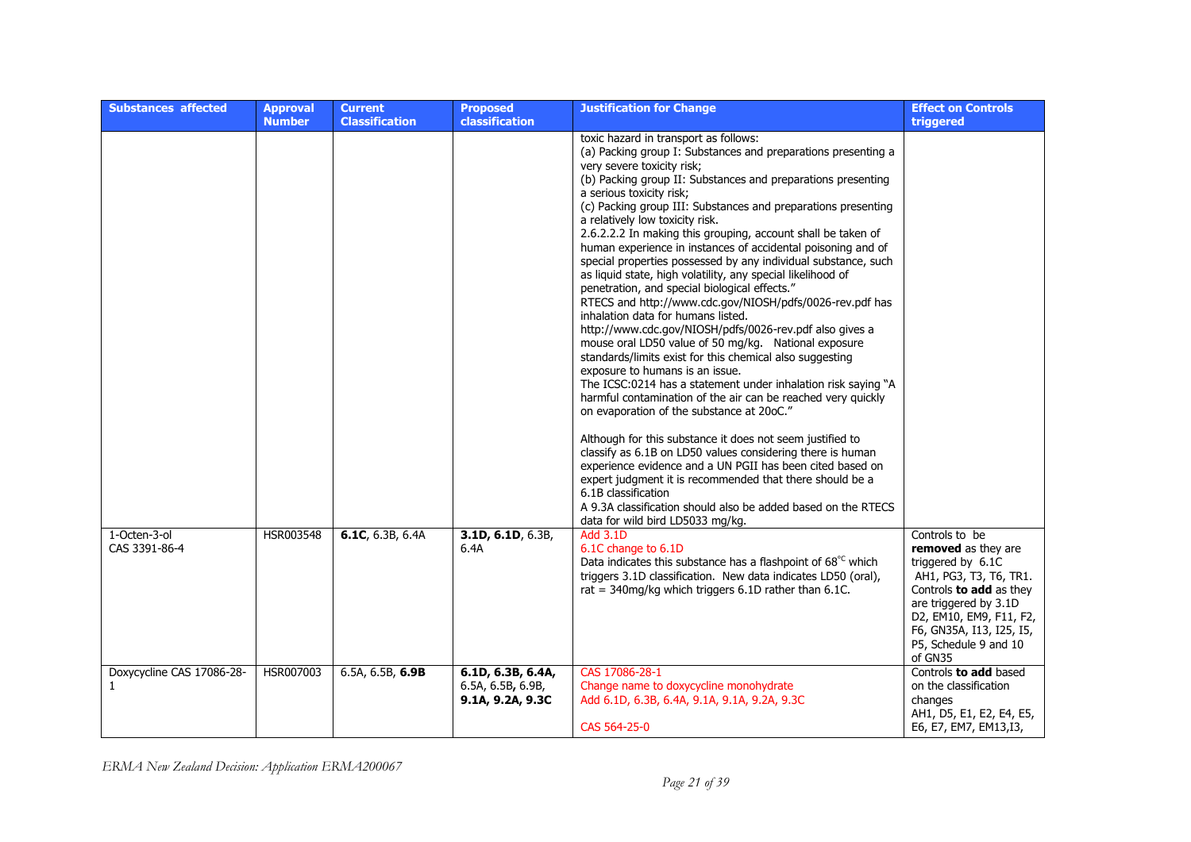| Substances affected | Approval Number | Current Classification | Proposed classification | Justification for Change | Effect on Controls triggered |
|---|---|---|---|---|---|
| | | | | toxic hazard in transport as follows:<br>(a) Packing group I: Substances and preparations presenting a very severe toxicity risk;<br>(b) Packing group II: Substances and preparations presenting a serious toxicity risk;<br>(c) Packing group III: Substances and preparations presenting a relatively low toxicity risk.<br>2.6.2.2.2 In making this grouping, account shall be taken of human experience in instances of accidental poisoning and of special properties possessed by any individual substance, such as liquid state, high volatility, any special likelihood of penetration, and special biological effects."<br>RTECS and http://www.cdc.gov/NIOSH/pdfs/0026-rev.pdf has inhalation data for humans listed.<br>http://www.cdc.gov/NIOSH/pdfs/0026-rev.pdf also gives a mouse oral LD50 value of 50 mg/kg. National exposure standards/limits exist for this chemical also suggesting exposure to humans is an issue.<br>The ICSC:0214 has a statement under inhalation risk saying "A harmful contamination of the air can be reached very quickly on evaporation of the substance at 20oC."<br><br>Although for this substance it does not seem justified to classify as 6.1B on LD50 values considering there is human experience evidence and a UN PGII has been cited based on expert judgment it is recommended that there should be a 6.1B classification<br>A 9.3A classification should also be added based on the RTECS data for wild bird LD5033 mg/kg. | |
| 1-Octen-3-ol CAS 3391-86-4 | HSR003548 | **6.1C**, 6.3B, 6.4A | **3.1D, 6.1D**, 6.3B, 6.4A | Add 3.1D<br>6.1C change to 6.1D<br>Data indicates this substance has a flashpoint of 68°C which triggers 3.1D classification. New data indicates LD50 (oral), rat = 340mg/kg which triggers 6.1D rather than 6.1C. | Controls to be **removed** as they are triggered by 6.1C AH1, PG3, T3, T6, TR1.<br>Controls **to add** as they are triggered by 3.1D D2, EM10, EM9, F11, F2, F6, GN35A, I13, I25, I5, P5, Schedule 9 and 10 of GN35 |
| Doxycycline CAS 17086-28-1 | HSR007003 | 6.5A, 6.5B, **6.9B** | **6.1D, 6.3B, 6.4A,** 6.5A, 6.5B**,** 6.9B, **9.1A, 9.2A, 9.3C** | CAS 17086-28-1<br>Change name to doxycycline monohydrate<br>Add 6.1D, 6.3B, 6.4A, 9.1A, 9.1A, 9.2A, 9.3C<br><br>CAS 564-25-0 | Controls **to add** based on the classification changes<br>AH1, D5, E1, E2, E4, E5, E6, E7, EM7, EM13,I3, |

*ERMA New Zealand Decision: Application ERMA200067*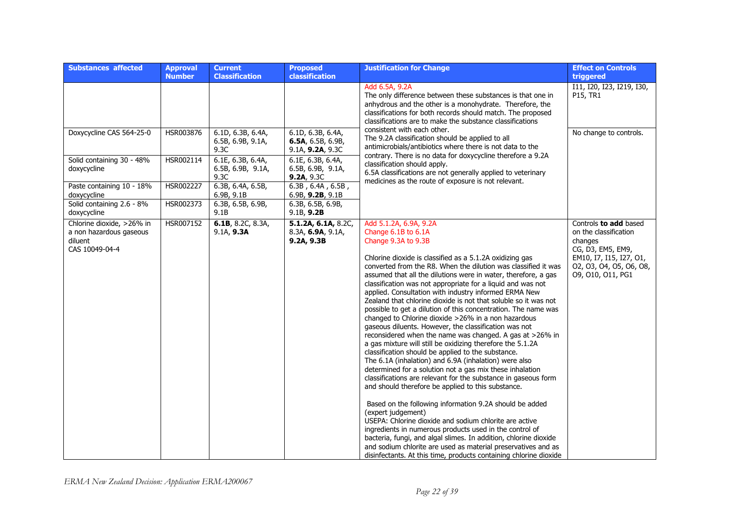| Substances affected | Approval Number | Current Classification | Proposed classification | Justification for Change | Effect on Controls triggered |
|---|---|---|---|---|---|
| | | | | Add 6.5A, 9.2A<br>The only difference between these substances is that one in anhydrous and the other is a monohydrate. Therefore, the classifications for both records should match. The proposed classifications are to make the substance classifications consistent with each other.<br>The 9.2A classification should be applied to all antimicrobials/antibiotics where there is not data to the contrary. There is no data for doxycycline therefore a 9.2A classification should apply.<br>6.5A classifications are not generally applied to veterinary medicines as the route of exposure is not relevant. | I11, I20, I23, I219, I30, P15, TR1 |
| Doxycycline CAS 564-25-0 | HSR003876 | 6.1D, 6.3B, 6.4A, 6.5B, 6.9B, 9.1A, 9.3C | 6.1D, 6.3B, 6.4A, **6.5A**, 6.5B, 6.9B, 9.1A, **9.2A**, 9.3C | | No change to controls. |
| Solid containing 30 - 48% doxycycline | HSR002114 | 6.1E, 6.3B, 6.4A, 6.5B, 6.9B, 9.1A, 9.3C | 6.1E, 6.3B, 6.4A, 6.5B, 6.9B, 9.1A, **9.2A**, 9.3C | | |
| Paste containing 10 - 18% doxycycline | HSR002227 | 6.3B, 6.4A, 6.5B, 6.9B, 9.1B | 6.3B , 6.4A , 6.5B , 6.9B, **9.2B**, 9.1B | | |
| Solid containing 2.6 - 8% doxycycline | HSR002373 | 6.3B, 6.5B, 6.9B, 9.1B | 6.3B, 6.5B, 6.9B, 9.1B, **9.2B** | | |
| Chlorine dioxide, >26% in a non hazardous gaseous diluent<br>CAS 10049-04-4 | HSR007152 | **6.1B**, 8.2C, 8.3A, 9.1A, **9.3A** | **5.1.2A, 6.1A,** 8.2C, 8.3A, **6.9A**, 9.1A, **9.2A, 9.3B** | Add 5.1.2A, 6.9A, 9.2A<br>Change 6.1B to 6.1A<br>Change 9.3A to 9.3B<br><br>Chlorine dioxide is classified as a 5.1.2A oxidizing gas converted from the R8. When the dilution was classified it was assumed that all the dilutions were in water, therefore, a gas classification was not appropriate for a liquid and was not applied. Consultation with industry informed ERMA New Zealand that chlorine dioxide is not that soluble so it was not possible to get a dilution of this concentration. The name was changed to Chlorine dioxide >26% in a non hazardous gaseous diluents. However, the classification was not reconsidered when the name was changed. A gas at >26% in a gas mixture will still be oxidizing therefore the 5.1.2A classification should be applied to the substance.<br>The 6.1A (inhalation) and 6.9A (inhalation) were also determined for a solution not a gas mix these inhalation classifications are relevant for the substance in gaseous form and should therefore be applied to this substance.<br><br>Based on the following information 9.2A should be added (expert judgement)<br>USEPA: Chlorine dioxide and sodium chlorite are active ingredients in numerous products used in the control of bacteria, fungi, and algal slimes. In addition, chlorine dioxide and sodium chlorite are used as material preservatives and as disinfectants. At this time, products containing chlorine dioxide | Controls **to add** based on the classification changes<br>CG, D3, EM5, EM9, EM10, I7, I15, I27, O1, O2, O3, O4, O5, O6, O8, O9, O10, O11, PG1 |

*ERMA New Zealand Decision: Application ERMA200067*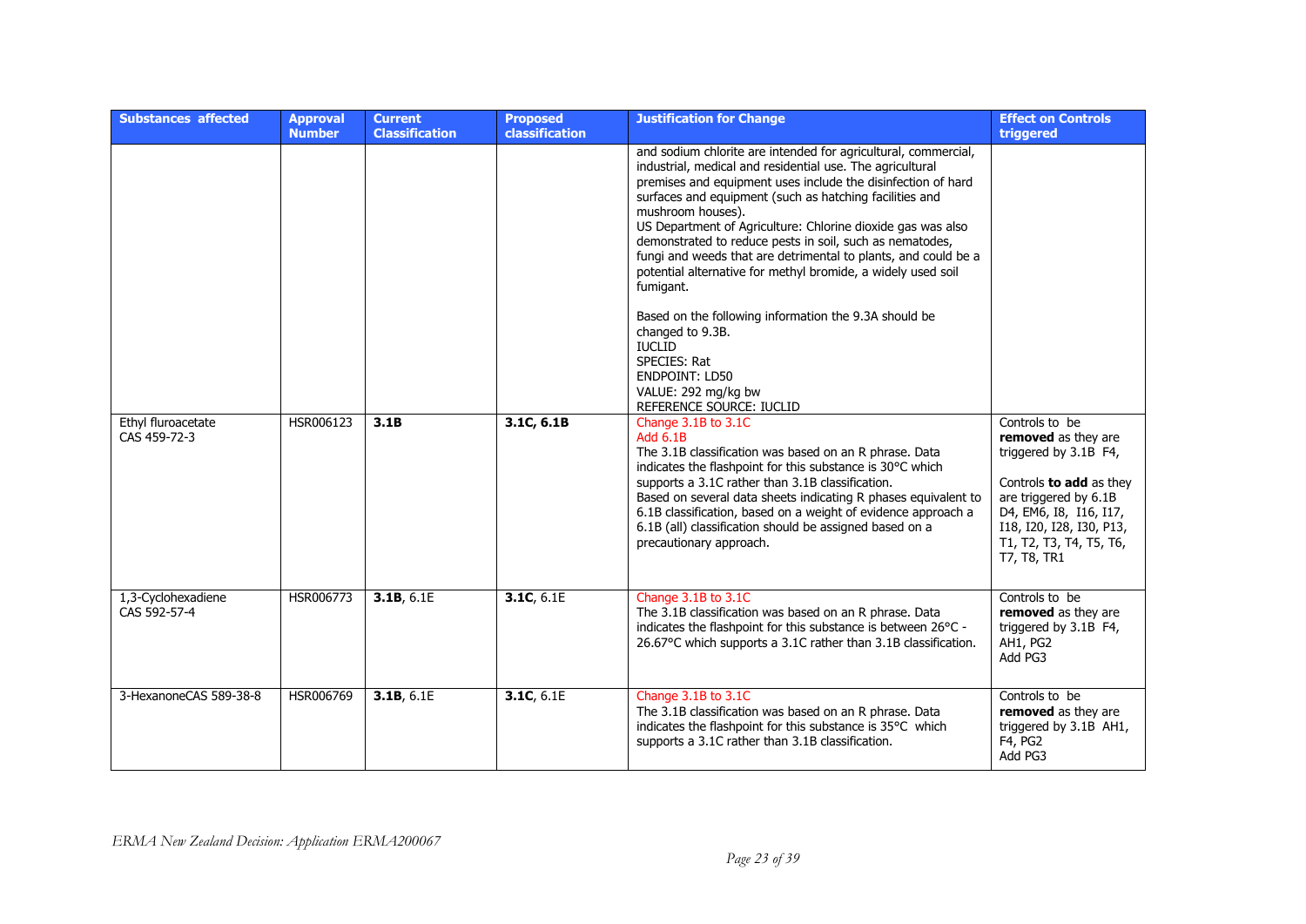| Substances affected | Approval Number | Current Classification | Proposed classification | Justification for Change | Effect on Controls triggered |
|---|---|---|---|---|---|
| | | | | and sodium chlorite are intended for agricultural, commercial, industrial, medical and residential use. The agricultural premises and equipment uses include the disinfection of hard surfaces and equipment (such as hatching facilities and mushroom houses).<br>US Department of Agriculture: Chlorine dioxide gas was also demonstrated to reduce pests in soil, such as nematodes, fungi and weeds that are detrimental to plants, and could be a potential alternative for methyl bromide, a widely used soil fumigant.<br><br>Based on the following information the 9.3A should be changed to 9.3B.<br>IUCLID<br>SPECIES: Rat<br>ENDPOINT: LD50<br>VALUE: 292 mg/kg bw<br>REFERENCE SOURCE: IUCLID | |
| Ethyl fluroacetate CAS 459-72-3 | HSR006123 | **3.1B** | **3.1C, 6.1B** | Change 3.1B to 3.1C<br>Add 6.1B<br>The 3.1B classification was based on an R phrase. Data indicates the flashpoint for this substance is 30°C which supports a 3.1C rather than 3.1B classification.<br>Based on several data sheets indicating R phases equivalent to 6.1B classification, based on a weight of evidence approach a 6.1B (all) classification should be assigned based on a precautionary approach. | Controls to be **removed** as they are triggered by 3.1B F4,<br><br>Controls **to add** as they are triggered by 6.1B D4, EM6, I8, I16, I17, I18, I20, I28, I30, P13, T1, T2, T3, T4, T5, T6, T7, T8, TR1 |
| 1,3-Cyclohexadiene CAS 592-57-4 | HSR006773 | **3.1B**, 6.1E | **3.1C**, 6.1E | Change 3.1B to 3.1C<br>The 3.1B classification was based on an R phrase. Data indicates the flashpoint for this substance is between 26°C - 26.67°C which supports a 3.1C rather than 3.1B classification. | Controls to be **removed** as they are triggered by 3.1B F4, AH1, PG2<br>Add PG3 |
| 3-HexanoneCAS 589-38-8 | HSR006769 | **3.1B**, 6.1E | **3.1C**, 6.1E | Change 3.1B to 3.1C<br>The 3.1B classification was based on an R phrase. Data indicates the flashpoint for this substance is 35°C which supports a 3.1C rather than 3.1B classification. | Controls to be **removed** as they are triggered by 3.1B AH1, F4, PG2<br>Add PG3 |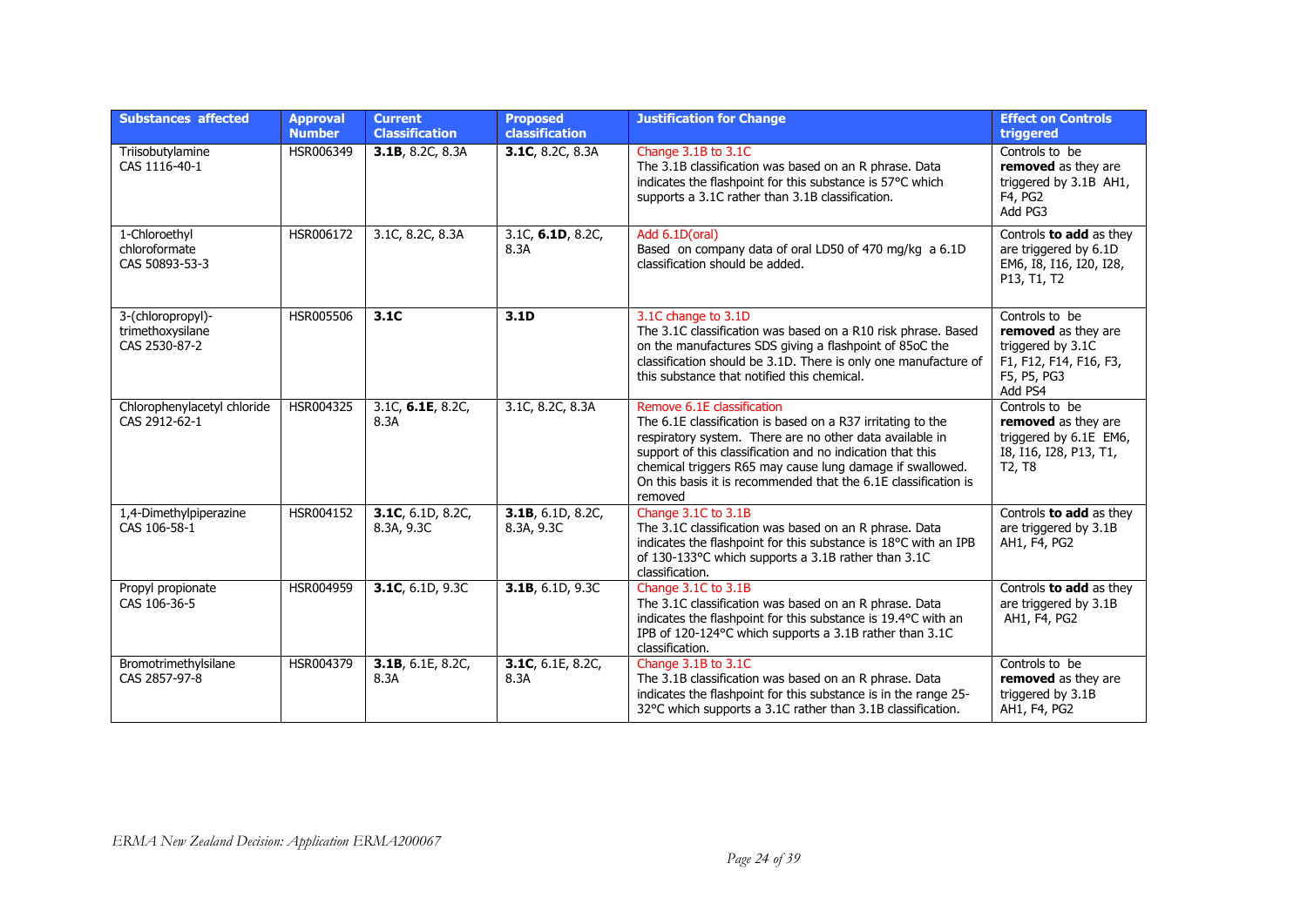| Substances affected | Approval Number | Current Classification | Proposed classification | Justification for Change | Effect on Controls triggered |
|---|---|---|---|---|---|
| Triisobutylamine CAS 1116-40-1 | HSR006349 | **3.1B**, 8.2C, 8.3A | **3.1C**, 8.2C, 8.3A | Change 3.1B to 3.1C The 3.1B classification was based on an R phrase. Data indicates the flashpoint for this substance is 57°C which supports a 3.1C rather than 3.1B classification. | Controls to be **removed** as they are triggered by 3.1B AH1, F4, PG2 Add PG3 |
| 1-Chloroethyl chloroformate CAS 50893-53-3 | HSR006172 | 3.1C, 8.2C, 8.3A | 3.1C, **6.1D**, 8.2C, 8.3A | Add 6.1D(oral) Based on company data of oral LD50 of 470 mg/kg a 6.1D classification should be added. | Controls **to add** as they are triggered by 6.1D EM6, I8, I16, I20, I28, P13, T1, T2 |
| 3-(chloropropyl)-trimethoxysilane CAS 2530-87-2 | HSR005506 | **3.1C** | **3.1D** | 3.1C change to 3.1D The 3.1C classification was based on a R10 risk phrase. Based on the manufactures SDS giving a flashpoint of 85oC the classification should be 3.1D. There is only one manufacture of this substance that notified this chemical. | Controls to be **removed** as they are triggered by 3.1C F1, F12, F14, F16, F3, F5, P5, PG3 Add PS4 |
| Chlorophenylacetyl chloride CAS 2912-62-1 | HSR004325 | 3.1C, **6.1E**, 8.2C, 8.3A | 3.1C, 8.2C, 8.3A | Remove 6.1E classification The 6.1E classification is based on a R37 irritating to the respiratory system. There are no other data available in support of this classification and no indication that this chemical triggers R65 may cause lung damage if swallowed. On this basis it is recommended that the 6.1E classification is removed | Controls to be **removed** as they are triggered by 6.1E EM6, I8, I16, I28, P13, T1, T2, T8 |
| 1,4-Dimethylpiperazine CAS 106-58-1 | HSR004152 | **3.1C**, 6.1D, 8.2C, 8.3A, 9.3C | **3.1B**, 6.1D, 8.2C, 8.3A, 9.3C | Change 3.1C to 3.1B The 3.1C classification was based on an R phrase. Data indicates the flashpoint for this substance is 18°C with an IPB of 130-133°C which supports a 3.1B rather than 3.1C classification. | Controls **to add** as they are triggered by 3.1B AH1, F4, PG2 |
| Propyl propionate CAS 106-36-5 | HSR004959 | **3.1C**, 6.1D, 9.3C | **3.1B**, 6.1D, 9.3C | Change 3.1C to 3.1B The 3.1C classification was based on an R phrase. Data indicates the flashpoint for this substance is 19.4°C with an IPB of 120-124°C which supports a 3.1B rather than 3.1C classification. | Controls **to add** as they are triggered by 3.1B AH1, F4, PG2 |
| Bromotrimethylsilane CAS 2857-97-8 | HSR004379 | **3.1B**, 6.1E, 8.2C, 8.3A | **3.1C**, 6.1E, 8.2C, 8.3A | Change 3.1B to 3.1C The 3.1B classification was based on an R phrase. Data indicates the flashpoint for this substance is in the range 25-32°C which supports a 3.1C rather than 3.1B classification. | Controls to be **removed** as they are triggered by 3.1B AH1, F4, PG2 |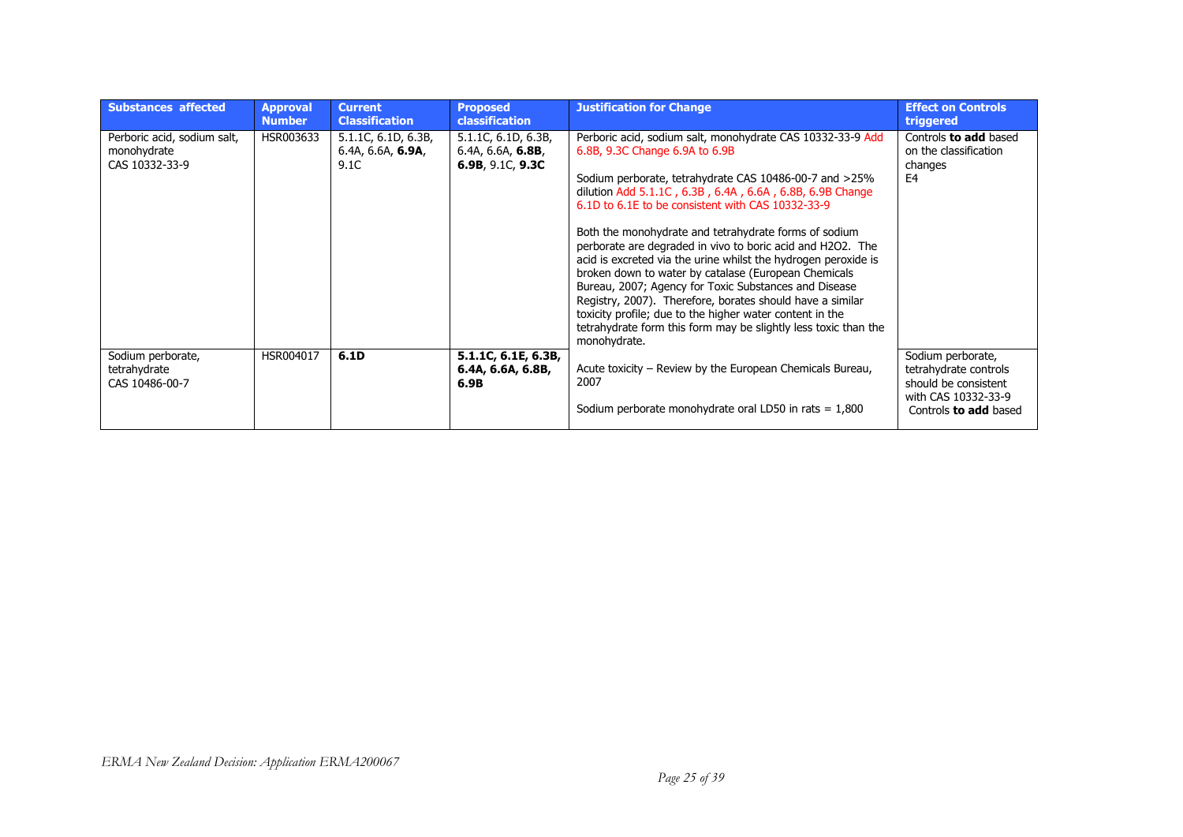| Substances affected | Approval Number | Current Classification | Proposed classification | Justification for Change | Effect on Controls triggered |
|---|---|---|---|---|---|
| Perboric acid, sodium salt, monohydrate CAS 10332-33-9 | HSR003633 | 5.1.1C, 6.1D, 6.3B, 6.4A, 6.6A, **6.9A**, 9.1C | 5.1.1C, 6.1D, 6.3B, 6.4A, 6.6A, **6.8B**, **6.9B**, 9.1C, **9.3C** | Perboric acid, sodium salt, monohydrate CAS 10332-33-9 Add 6.8B, 9.3C Change 6.9A to 6.9B<br><br>Sodium perborate, tetrahydrate CAS 10486-00-7 and >25% dilution Add 5.1.1C , 6.3B , 6.4A , 6.6A , 6.8B, 6.9B Change 6.1D to 6.1E to be consistent with CAS 10332-33-9<br><br>Both the monohydrate and tetrahydrate forms of sodium perborate are degraded in vivo to boric acid and $H_2O_2$. The acid is excreted via the urine whilst the hydrogen peroxide is broken down to water by catalase (European Chemicals Bureau, 2007; Agency for Toxic Substances and Disease Registry, 2007). Therefore, borates should have a similar toxicity profile; due to the higher water content in the tetrahydrate form this form may be slightly less toxic than the monohydrate. | Controls **to add** based on the classification changes<br>E4 |
| Sodium perborate, tetrahydrate CAS 10486-00-7 | HSR004017 | **6.1D** | **5.1.1C, 6.1E, 6.3B, 6.4A, 6.6A, 6.8B, 6.9B** | Acute toxicity – Review by the European Chemicals Bureau, 2007<br><br>Sodium perborate monohydrate oral LD50 in rats = 1,800 | Sodium perborate, tetrahydrate controls should be consistent with CAS 10332-33-9<br>Controls **to add** based |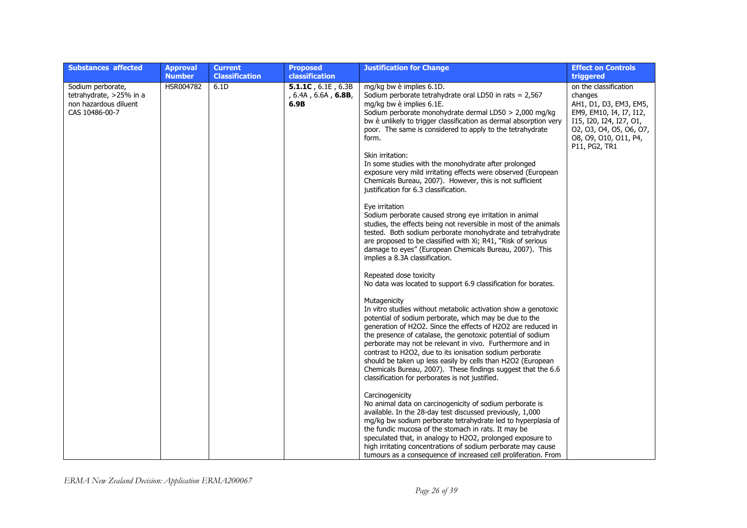| Substances affected | Approval Number | Current Classification | Proposed classification | Justification for Change | Effect on Controls triggered |
|---|---|---|---|---|---|
| Sodium perborate, tetrahydrate, >25% in a non hazardous diluent CAS 10486-00-7 | HSR004782 | 6.1D | **5.1.1C** , 6.1E , 6.3B , 6.4A , 6.6A , **6.8B**, **6.9B** | mg/kg bw è implies 6.1D.<br>Sodium perborate tetrahydrate oral LD50 in rats = 2,567 mg/kg bw è implies 6.1E.<br>Sodium perborate monohydrate dermal LD50 > 2,000 mg/kg bw è unlikely to trigger classification as dermal absorption very poor. The same is considered to apply to the tetrahydrate form.<br><br>Skin irritation:<br>In some studies with the monohydrate after prolonged exposure very mild irritating effects were observed (European Chemicals Bureau, 2007). However, this is not sufficient justification for 6.3 classification.<br><br>Eye irritation<br>Sodium perborate caused strong eye irritation in animal studies, the effects being not reversible in most of the animals tested. Both sodium perborate monohydrate and tetrahydrate are proposed to be classified with Xi; R41, "Risk of serious damage to eyes" (European Chemicals Bureau, 2007). This implies a 8.3A classification.<br><br>Repeated dose toxicity<br>No data was located to support 6.9 classification for borates.<br><br>Mutagenicity<br>In vitro studies without metabolic activation show a genotoxic potential of sodium perborate, which may be due to the generation of $H_2O_2$. Since the effects of $H_2O_2$ are reduced in the presence of catalase, the genotoxic potential of sodium perborate may not be relevant in vivo. Furthermore and in contrast to $H_2O_2$, due to its ionisation sodium perborate should be taken up less easily by cells than $H_2O_2$ (European Chemicals Bureau, 2007). These findings suggest that the 6.6 classification for perborates is not justified.<br><br>Carcinogenicity<br>No animal data on carcinogenicity of sodium perborate is available. In the 28-day test discussed previously, 1,000 mg/kg bw sodium perborate tetrahydrate led to hyperplasia of the fundic mucosa of the stomach in rats. It may be speculated that, in analogy to $H_2O_2$, prolonged exposure to high irritating concentrations of sodium perborate may cause tumours as a consequence of increased cell proliferation. From | on the classification changes<br>AH1, D1, D3, EM3, EM5, EM9, EM10, I4, I7, I12, I15, I20, I24, I27, O1, O2, O3, O4, O5, O6, O7, O8, O9, O10, O11, P4, P11, PG2, TR1 |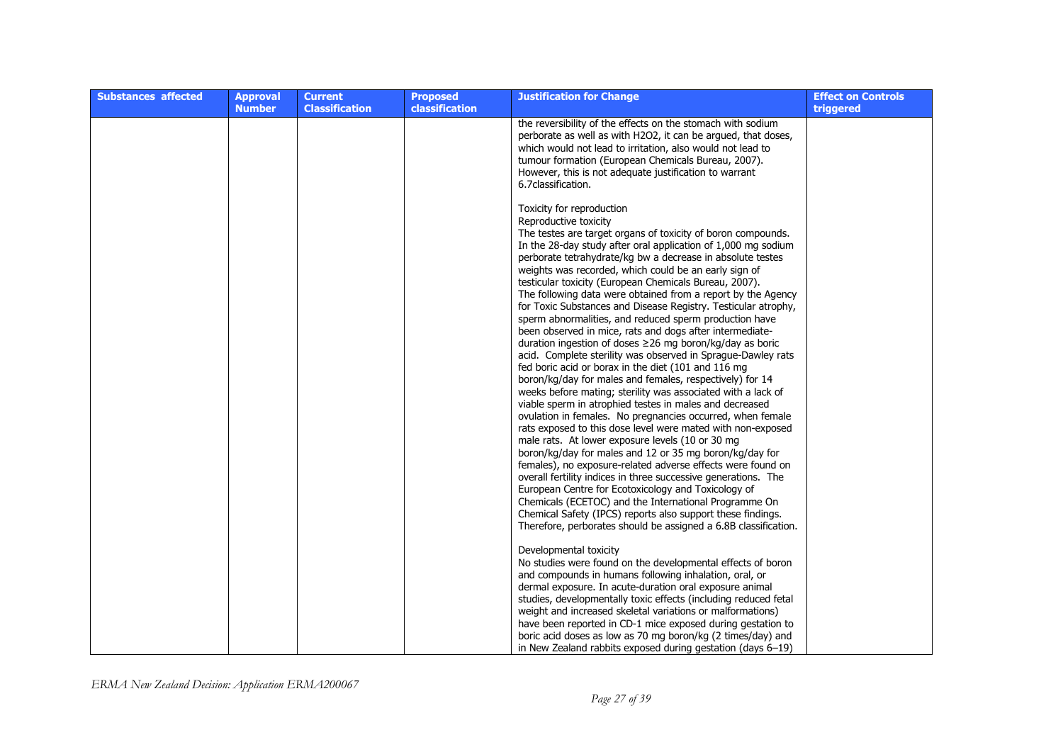| Substances affected | Approval Number | Current Classification | Proposed classification | Justification for Change | Effect on Controls triggered |
|---|---|---|---|---|---|
| | | | | the reversibility of the effects on the stomach with sodium perborate as well as with $H_2O_2$, it can be argued, that doses, which would not lead to irritation, also would not lead to tumour formation (European Chemicals Bureau, 2007). However, this is not adequate justification to warrant 6.7classification.<br><br>Toxicity for reproduction<br>Reproductive toxicity<br>The testes are target organs of toxicity of boron compounds. In the 28-day study after oral application of 1,000 mg sodium perborate tetrahydrate/kg bw a decrease in absolute testes weights was recorded, which could be an early sign of testicular toxicity (European Chemicals Bureau, 2007).<br>The following data were obtained from a report by the Agency for Toxic Substances and Disease Registry. Testicular atrophy, sperm abnormalities, and reduced sperm production have been observed in mice, rats and dogs after intermediate-duration ingestion of doses ≥26 mg boron/kg/day as boric acid. Complete sterility was observed in Sprague-Dawley rats fed boric acid or borax in the diet (101 and 116 mg boron/kg/day for males and females, respectively) for 14 weeks before mating; sterility was associated with a lack of viable sperm in atrophied testes in males and decreased ovulation in females. No pregnancies occurred, when female rats exposed to this dose level were mated with non-exposed male rats. At lower exposure levels (10 or 30 mg boron/kg/day for males and 12 or 35 mg boron/kg/day for females), no exposure-related adverse effects were found on overall fertility indices in three successive generations. The European Centre for Ecotoxicology and Toxicology of Chemicals (ECETOC) and the International Programme On Chemical Safety (IPCS) reports also support these findings. Therefore, perborates should be assigned a 6.8B classification.<br><br>Developmental toxicity<br>No studies were found on the developmental effects of boron and compounds in humans following inhalation, oral, or dermal exposure. In acute-duration oral exposure animal studies, developmentally toxic effects (including reduced fetal weight and increased skeletal variations or malformations) have been reported in CD-1 mice exposed during gestation to boric acid doses as low as 70 mg boron/kg (2 times/day) and in New Zealand rabbits exposed during gestation (days 6–19) | |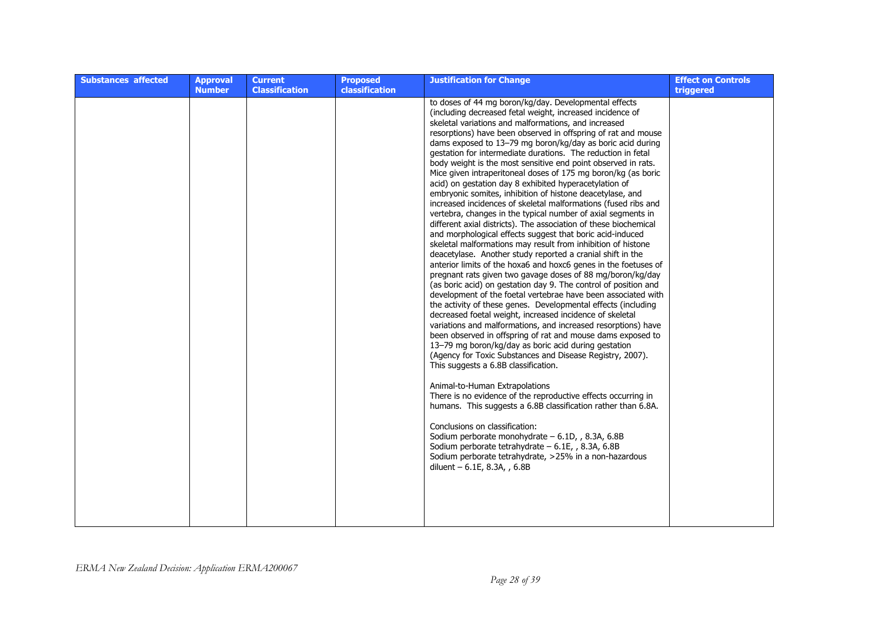| Substances affected | Approval Number | Current Classification | Proposed classification | Justification for Change | Effect on Controls triggered |
|---|---|---|---|---|---|
| | | | | to doses of 44 mg boron/kg/day. Developmental effects (including decreased fetal weight, increased incidence of skeletal variations and malformations, and increased resorptions) have been observed in offspring of rat and mouse dams exposed to 13–79 mg boron/kg/day as boric acid during gestation for intermediate durations. The reduction in fetal body weight is the most sensitive end point observed in rats. Mice given intraperitoneal doses of 175 mg boron/kg (as boric acid) on gestation day 8 exhibited hyperacetylation of embryonic somites, inhibition of histone deacetylase, and increased incidences of skeletal malformations (fused ribs and vertebra, changes in the typical number of axial segments in different axial districts). The association of these biochemical and morphological effects suggest that boric acid-induced skeletal malformations may result from inhibition of histone deacetylase. Another study reported a cranial shift in the anterior limits of the hoxa6 and hoxc6 genes in the foetuses of pregnant rats given two gavage doses of 88 mg/boron/kg/day (as boric acid) on gestation day 9. The control of position and development of the foetal vertebrae have been associated with the activity of these genes. Developmental effects (including decreased foetal weight, increased incidence of skeletal variations and malformations, and increased resorptions) have been observed in offspring of rat and mouse dams exposed to 13–79 mg boron/kg/day as boric acid during gestation (Agency for Toxic Substances and Disease Registry, 2007). This suggests a 6.8B classification.<br><br>Animal-to-Human Extrapolations<br>There is no evidence of the reproductive effects occurring in humans. This suggests a 6.8B classification rather than 6.8A.<br><br>Conclusions on classification:<br>Sodium perborate monohydrate – 6.1D, , 8.3A, 6.8B<br>Sodium perborate tetrahydrate – 6.1E, , 8.3A, 6.8B<br>Sodium perborate tetrahydrate, >25% in a non-hazardous diluent – 6.1E, 8.3A, , 6.8B | |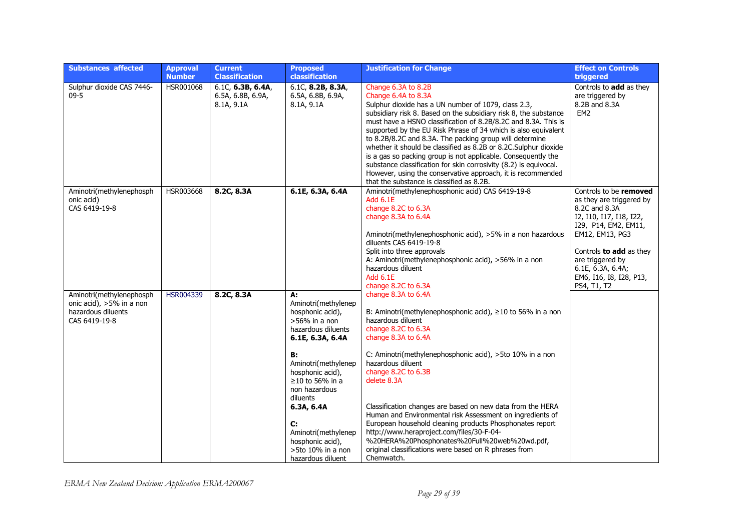| Substances affected | Approval Number | Current Classification | Proposed classification | Justification for Change | Effect on Controls triggered |
|---|---|---|---|---|---|
| Sulphur dioxide CAS 7446-09-5 | HSR001068 | 6.1C, **6.3B, 6.4A**, 6.5A, 6.8B, 6.9A, 8.1A, 9.1A | 6.1C, **8.2B, 8.3A**, 6.5A, 6.8B, 6.9A, 8.1A, 9.1A | Change 6.3A to 8.2B<br>Change 6.4A to 8.3A<br>Sulphur dioxide has a UN number of 1079, class 2.3, subsidiary risk 8. Based on the subsidiary risk 8, the substance must have a HSNO classification of 8.2B/8.2C and 8.3A. This is supported by the EU Risk Phrase of 34 which is also equivalent to 8.2B/8.2C and 8.3A. The packing group will determine whether it should be classified as 8.2B or 8.2C.Sulphur dioxide is a gas so packing group is not applicable. Consequently the substance classification for skin corrosivity (8.2) is equivocal. However, using the conservative approach, it is recommended that the substance is classified as 8.2B. | Controls to **add** as they are triggered by 8.2B and 8.3A<br>EM2 |
| Aminotri(methylenephosphonic acid)<br>CAS 6419-19-8 | HSR003668 | **8.2C, 8.3A** | **6.1E, 6.3A, 6.4A** | Aminotri(methylenephosphonic acid) CAS 6419-19-8<br>Add 6.1E<br>change 8.2C to 6.3A<br>change 8.3A to 6.4A<br><br>Aminotri(methylenephosphonic acid), >5% in a non hazardous diluents CAS 6419-19-8<br>Split into three approvals<br>A: Aminotri(methylenephosphonic acid), >56% in a non hazardous diluent<br>Add 6.1E<br>change 8.2C to 6.3A<br>change 8.3A to 6.4A<br><br>B: Aminotri(methylenephosphonic acid), ≥10 to 56% in a non hazardous diluent<br>change 8.2C to 6.3A<br>change 8.3A to 6.4A<br><br>C: Aminotri(methylenephosphonic acid), >5to 10% in a non hazardous diluent<br>change 8.2C to 6.3B<br>delete 8.3A<br><br>Classification changes are based on new data from the HERA Human and Environmental risk Assessment on ingredients of European household cleaning products Phosphonates report http://www.heraproject.com/files/30-F-04-%20HERA%20Phosphonates%20Full%20web%20wd.pdf, original classifications were based on R phrases from Chemwatch. | Controls to be **removed** as they are triggered by 8.2C and 8.3A<br>I2, I10, I17, I18, I22, I29, P14, EM2, EM11, EM12, EM13, PG3<br><br>Controls **to add** as they are triggered by 6.1E, 6.3A, 6.4A;<br>EM6, I16, I8, I28, P13, PS4, T1, T2 |
| Aminotri(methylenephosphonic acid), >5% in a non hazardous diluents<br>CAS 6419-19-8 | HSR004339 | **8.2C, 8.3A** | **A:**<br>Aminotri(methylenephosphonic acid), >56% in a non hazardous diluents<br>**6.1E, 6.3A, 6.4A**<br><br>**B:**<br>Aminotri(methylenephosphonic acid), ≥10 to 56% in a non hazardous diluents<br>**6.3A, 6.4A**<br><br>**C:**<br>Aminotri(methylenephosphonic acid), >5to 10% in a non hazardous diluent | | |

*ERMA New Zealand Decision: Application ERMA200067*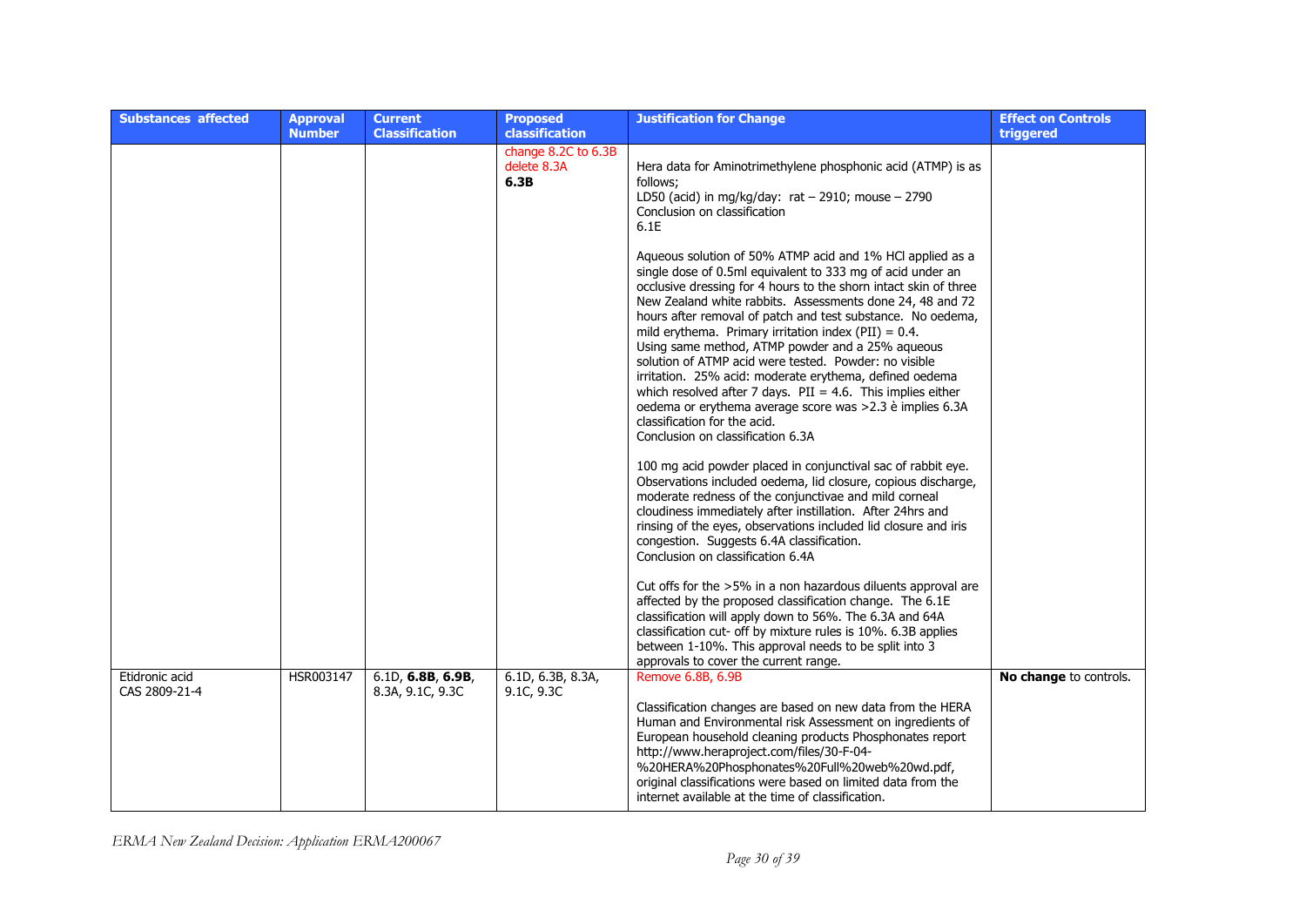| Substances affected | Approval Number | Current Classification | Proposed classification | Justification for Change | Effect on Controls triggered |
|---|---|---|---|---|---|
| | | | change 8.2C to 6.3B<br>delete 8.3A<br>**6.3B** | Hera data for Aminotrimethylene phosphonic acid (ATMP) is as follows;<br>LD50 (acid) in mg/kg/day: rat – 2910; mouse – 2790<br>Conclusion on classification<br>6.1E<br><br>Aqueous solution of 50% ATMP acid and 1% HCl applied as a single dose of 0.5ml equivalent to 333 mg of acid under an occlusive dressing for 4 hours to the shorn intact skin of three New Zealand white rabbits. Assessments done 24, 48 and 72 hours after removal of patch and test substance. No oedema, mild erythema. Primary irritation index (PII) = 0.4.<br>Using same method, ATMP powder and a 25% aqueous solution of ATMP acid were tested. Powder: no visible irritation. 25% acid: moderate erythema, defined oedema which resolved after 7 days. PII = 4.6. This implies either oedema or erythema average score was >2.3 è implies 6.3A classification for the acid.<br>Conclusion on classification 6.3A<br><br>100 mg acid powder placed in conjunctival sac of rabbit eye. Observations included oedema, lid closure, copious discharge, moderate redness of the conjunctivae and mild corneal cloudiness immediately after instillation. After 24hrs and rinsing of the eyes, observations included lid closure and iris congestion. Suggests 6.4A classification.<br>Conclusion on classification 6.4A<br><br>Cut offs for the >5% in a non hazardous diluents approval are affected by the proposed classification change. The 6.1E classification will apply down to 56%. The 6.3A and 64A classification cut- off by mixture rules is 10%. 6.3B applies between 1-10%. This approval needs to be split into 3 approvals to cover the current range. | |
| Etidronic acid<br>CAS 2809-21-4 | HSR003147 | 6.1D, **6.8B**, **6.9B**, 8.3A, 9.1C, 9.3C | 6.1D, 6.3B, 8.3A, 9.1C, 9.3C | Remove 6.8B, 6.9B<br><br>Classification changes are based on new data from the HERA Human and Environmental risk Assessment on ingredients of European household cleaning products Phosphonates report http://www.heraproject.com/files/30-F-04-%20HERA%20Phosphonates%20Full%20web%20wd.pdf, original classifications were based on limited data from the internet available at the time of classification. | **No change** to controls. |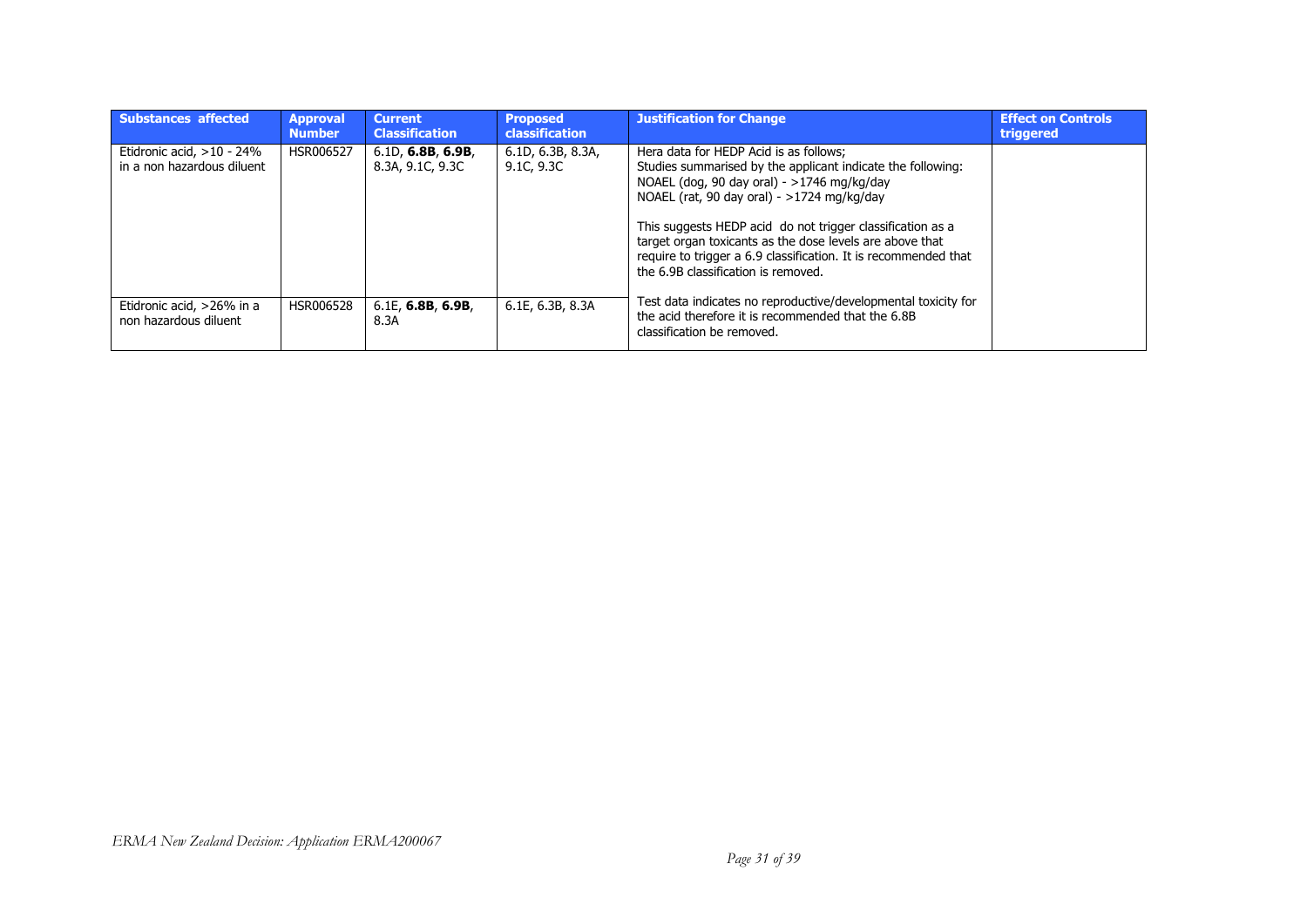| Substances affected | Approval Number | Current Classification | Proposed classification | Justification for Change | Effect on Controls triggered |
|---|---|---|---|---|---|
| Etidronic acid, >10 - 24% in a non hazardous diluent | HSR006527 | 6.1D, **6.8B**, **6.9B**, 8.3A, 9.1C, 9.3C | 6.1D, 6.3B, 8.3A, 9.1C, 9.3C | Hera data for HEDP Acid is as follows;<br>Studies summarised by the applicant indicate the following:<br>NOAEL (dog, 90 day oral) - >1746 mg/kg/day<br>NOAEL (rat, 90 day oral) - >1724 mg/kg/day<br><br>This suggests HEDP acid do not trigger classification as a target organ toxicants as the dose levels are above that require to trigger a 6.9 classification. It is recommended that the 6.9B classification is removed.<br><br>Test data indicates no reproductive/developmental toxicity for the acid therefore it is recommended that the 6.8B classification be removed. | |
| Etidronic acid, >26% in a non hazardous diluent | HSR006528 | 6.1E, **6.8B**, **6.9B**, 8.3A | 6.1E, 6.3B, 8.3A | | |

*ERMA New Zealand Decision: Application ERMA200067*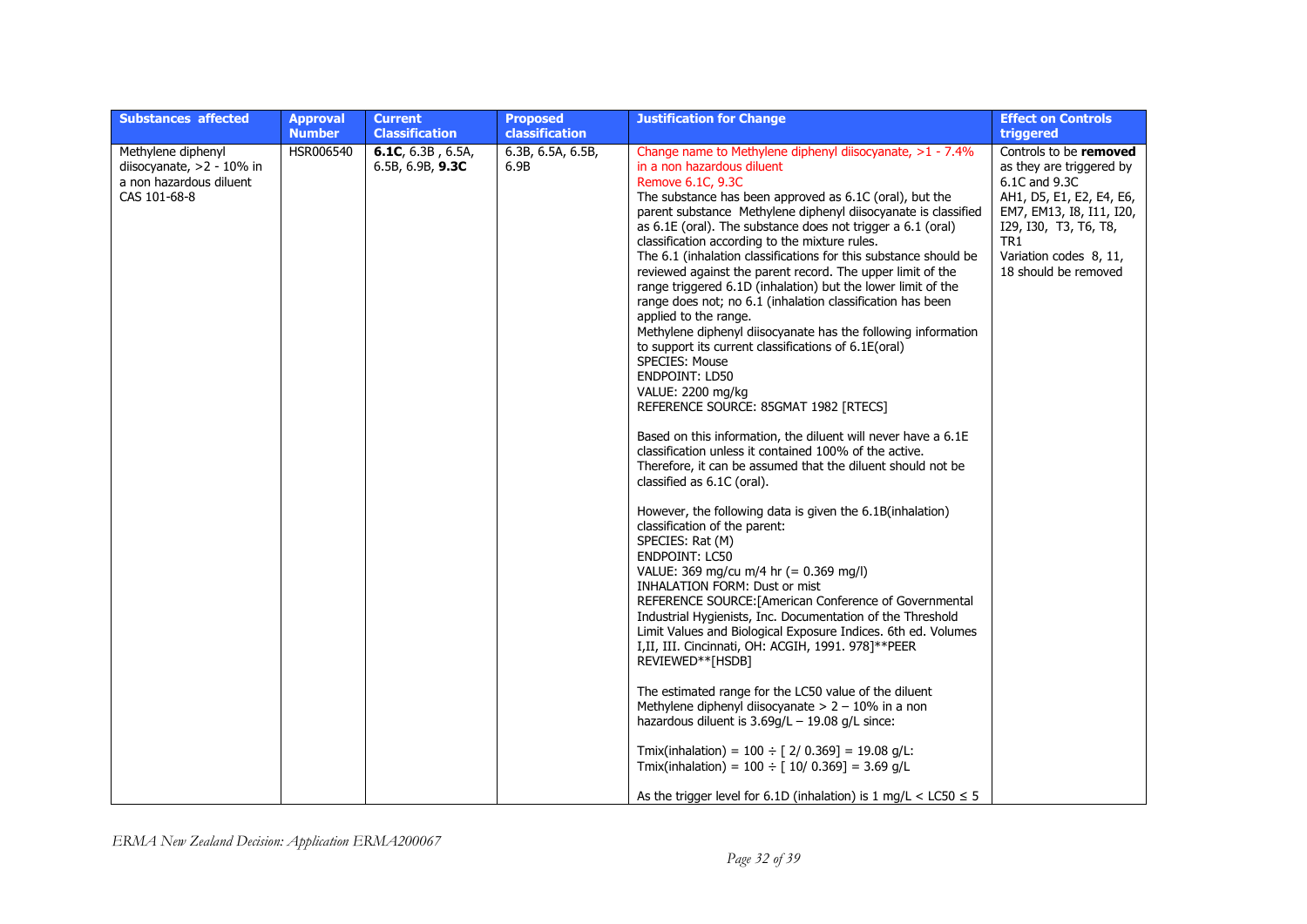| Substances affected | Approval Number | Current Classification | Proposed classification | Justification for Change | Effect on Controls triggered |
|---|---|---|---|---|---|
| Methylene diphenyl diisocyanate, >2 - 10% in a non hazardous diluent CAS 101-68-8 | HSR006540 | **6.1C**, 6.3B , 6.5A, 6.5B, 6.9B, **9.3C** | 6.3B, 6.5A, 6.5B, 6.9B | Change name to Methylene diphenyl diisocyanate, >1 - 7.4% in a non hazardous diluent<br>Remove 6.1C, 9.3C<br>The substance has been approved as 6.1C (oral), but the parent substance Methylene diphenyl diisocyanate is classified as 6.1E (oral). The substance does not trigger a 6.1 (oral) classification according to the mixture rules.<br>The 6.1 (inhalation classifications for this substance should be reviewed against the parent record. The upper limit of the range triggered 6.1D (inhalation) but the lower limit of the range does not; no 6.1 (inhalation classification has been applied to the range.<br>Methylene diphenyl diisocyanate has the following information to support its current classifications of 6.1E(oral)<br>SPECIES: Mouse<br>ENDPOINT: LD50<br>VALUE: 2200 mg/kg<br>REFERENCE SOURCE: 85GMAT 1982 [RTECS]<br><br>Based on this information, the diluent will never have a 6.1E classification unless it contained 100% of the active. Therefore, it can be assumed that the diluent should not be classified as 6.1C (oral).<br><br>However, the following data is given the 6.1B(inhalation) classification of the parent:<br>SPECIES: Rat (M)<br>ENDPOINT: LC50<br>VALUE: 369 mg/cu m/4 hr (= 0.369 mg/l)<br>INHALATION FORM: Dust or mist<br>REFERENCE SOURCE:[American Conference of Governmental Industrial Hygienists, Inc. Documentation of the Threshold Limit Values and Biological Exposure Indices. 6th ed. Volumes I,II, III. Cincinnati, OH: ACGIH, 1991. 978]**PEER REVIEWED**[HSDB]<br><br>The estimated range for the LC50 value of the diluent Methylene diphenyl diisocyanate > 2 – 10% in a non hazardous diluent is 3.69g/L – 19.08 g/L since:<br><br>Tmix(inhalation) = 100 ÷ [ 2/ 0.369] = 19.08 g/L:<br>Tmix(inhalation) = 100 ÷ [ 10/ 0.369] = 3.69 g/L<br><br>As the trigger level for 6.1D (inhalation) is 1 mg/L < LC50 ≤ 5 | Controls to be **removed** as they are triggered by 6.1C and 9.3C<br>AH1, D5, E1, E2, E4, E6, EM7, EM13, I8, I11, I20, I29, I30, T3, T6, T8, TR1<br>Variation codes 8, 11, 18 should be removed |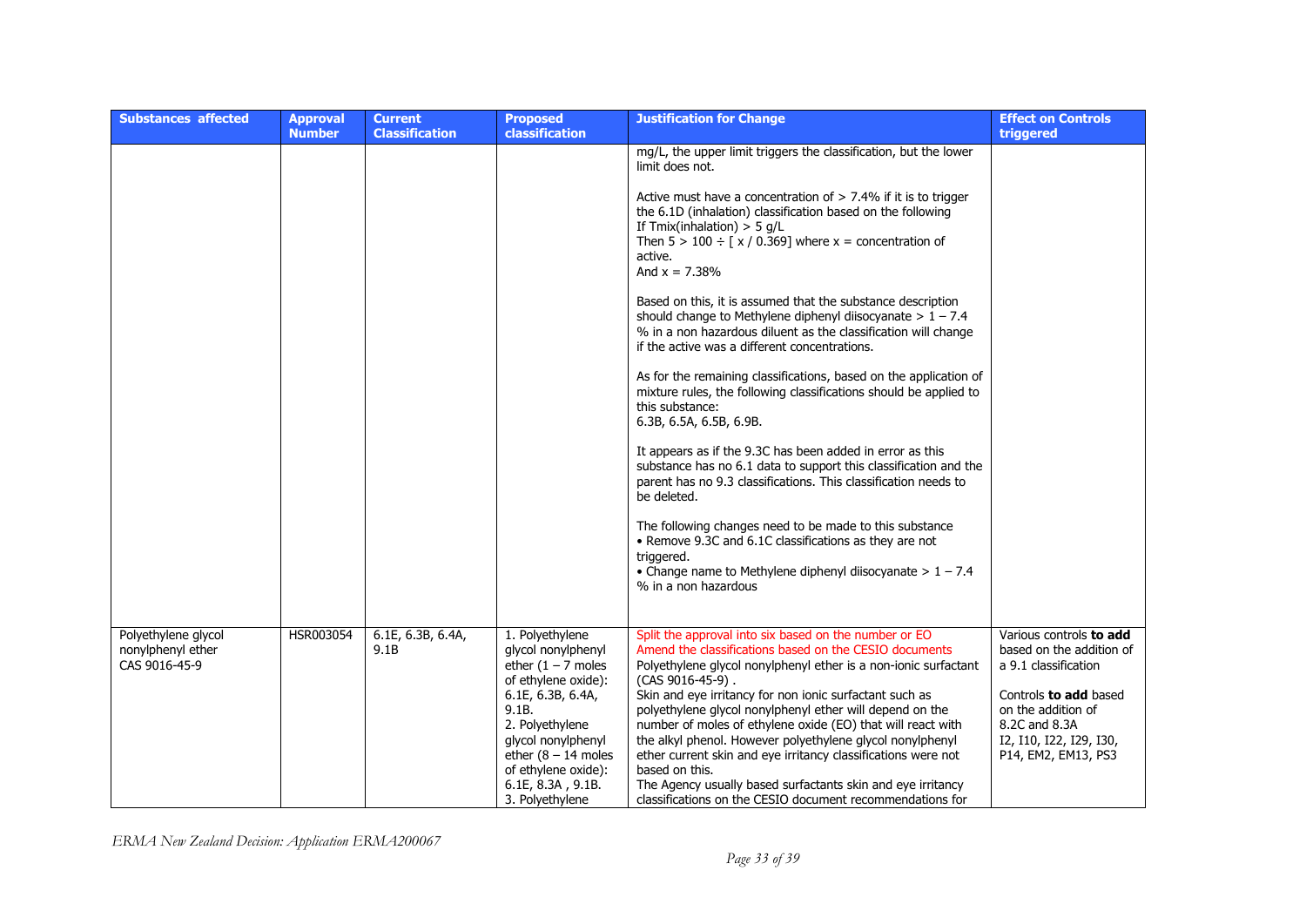| Substances affected | Approval Number | Current Classification | Proposed classification | Justification for Change | Effect on Controls triggered |
|---|---|---|---|---|---|
| | | | | mg/L, the upper limit triggers the classification, but the lower limit does not.<br><br>Active must have a concentration of > 7.4% if it is to trigger the 6.1D (inhalation) classification based on the following<br>If Tmix(inhalation) > 5 g/L<br>Then $5 > 100 \div [x / 0.369]$ where x = concentration of active.<br>And x = 7.38%<br><br>Based on this, it is assumed that the substance description should change to Methylene diphenyl diisocyanate > 1 – 7.4 % in a non hazardous diluent as the classification will change if the active was a different concentrations.<br><br>As for the remaining classifications, based on the application of mixture rules, the following classifications should be applied to this substance:<br>6.3B, 6.5A, 6.5B, 6.9B.<br><br>It appears as if the 9.3C has been added in error as this substance has no 6.1 data to support this classification and the parent has no 9.3 classifications. This classification needs to be deleted.<br><br>The following changes need to be made to this substance<br>• Remove 9.3C and 6.1C classifications as they are not triggered.<br>• Change name to Methylene diphenyl diisocyanate > 1 – 7.4 % in a non hazardous | |
| Polyethylene glycol nonylphenyl ether CAS 9016-45-9 | HSR003054 | 6.1E, 6.3B, 6.4A, 9.1B | 1. Polyethylene glycol nonylphenyl ether (1 – 7 moles of ethylene oxide): 6.1E, 6.3B, 6.4A, 9.1B.<br>2. Polyethylene glycol nonylphenyl ether (8 – 14 moles of ethylene oxide): 6.1E, 8.3A , 9.1B.<br>3. Polyethylene | Split the approval into six based on the number or EO<br>Amend the classifications based on the CESIO documents<br>Polyethylene glycol nonylphenyl ether is a non-ionic surfactant (CAS 9016-45-9) .<br>Skin and eye irritancy for non ionic surfactant such as polyethylene glycol nonylphenyl ether will depend on the number of moles of ethylene oxide (EO) that will react with the alkyl phenol. However polyethylene glycol nonylphenyl ether current skin and eye irritancy classifications were not based on this.<br>The Agency usually based surfactants skin and eye irritancy classifications on the CESIO document recommendations for | Various controls **to add** based on the addition of a 9.1 classification<br><br>Controls **to add** based on the addition of 8.2C and 8.3A<br>I2, I10, I22, I29, I30, P14, EM2, EM13, PS3 |

*ERMA New Zealand Decision: Application ERMA200067*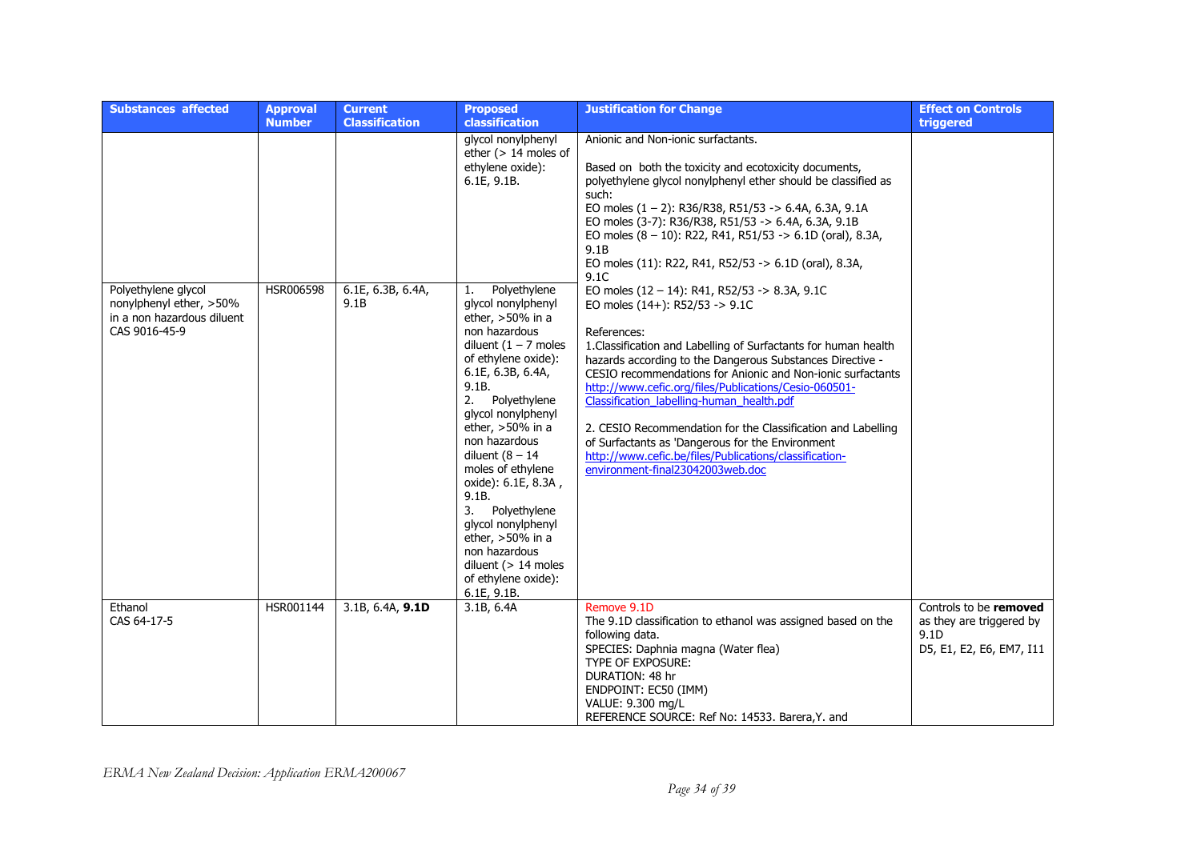| Substances affected | Approval Number | Current Classification | Proposed classification | Justification for Change | Effect on Controls triggered |
|---|---|---|---|---|---|
| | | | glycol nonylphenyl ether (> 14 moles of ethylene oxide): 6.1E, 9.1B. | Anionic and Non-ionic surfactants.<br><br>Based on both the toxicity and ecotoxicity documents, polyethylene glycol nonylphenyl ether should be classified as such:<br>EO moles (1 – 2): R36/R38, R51/53 -> 6.4A, 6.3A, 9.1A<br>EO moles (3-7): R36/R38, R51/53 -> 6.4A, 6.3A, 9.1B<br>EO moles (8 – 10): R22, R41, R51/53 -> 6.1D (oral), 8.3A, 9.1B<br>EO moles (11): R22, R41, R52/53 -> 6.1D (oral), 8.3A, 9.1C | |
| Polyethylene glycol nonylphenyl ether, >50% in a non hazardous diluent<br>CAS 9016-45-9 | HSR006598 | 6.1E, 6.3B, 6.4A, 9.1B | 1. Polyethylene glycol nonylphenyl ether, >50% in a non hazardous diluent (1 – 7 moles of ethylene oxide): 6.1E, 6.3B, 6.4A, 9.1B.<br>2. Polyethylene glycol nonylphenyl ether, >50% in a non hazardous diluent (8 – 14 moles of ethylene oxide): 6.1E, 8.3A , 9.1B.<br>3. Polyethylene glycol nonylphenyl ether, >50% in a non hazardous diluent (> 14 moles of ethylene oxide): 6.1E, 9.1B. | EO moles (12 – 14): R41, R52/53 -> 8.3A, 9.1C<br>EO moles (14+): R52/53 -> 9.1C<br><br>References:<br>1.Classification and Labelling of Surfactants for human health hazards according to the Dangerous Substances Directive - CESIO recommendations for Anionic and Non-ionic surfactants http://www.cefic.org/files/Publications/Cesio-060501-Classification_labelling-human_health.pdf<br><br>2. CESIO Recommendation for the Classification and Labelling of Surfactants as 'Dangerous for the Environment http://www.cefic.be/files/Publications/classification-environment-final23042003web.doc | |
| Ethanol<br>CAS 64-17-5 | HSR001144 | 3.1B, 6.4A, **9.1D** | 3.1B, 6.4A | Remove 9.1D<br>The 9.1D classification to ethanol was assigned based on the following data.<br>SPECIES: Daphnia magna (Water flea)<br>TYPE OF EXPOSURE:<br>DURATION: 48 hr<br>ENDPOINT: EC50 (IMM)<br>VALUE: 9.300 mg/L<br>REFERENCE SOURCE: Ref No: 14533. Barera,Y. and | Controls to be **removed** as they are triggered by 9.1D<br>D5, E1, E2, E6, EM7, I11 |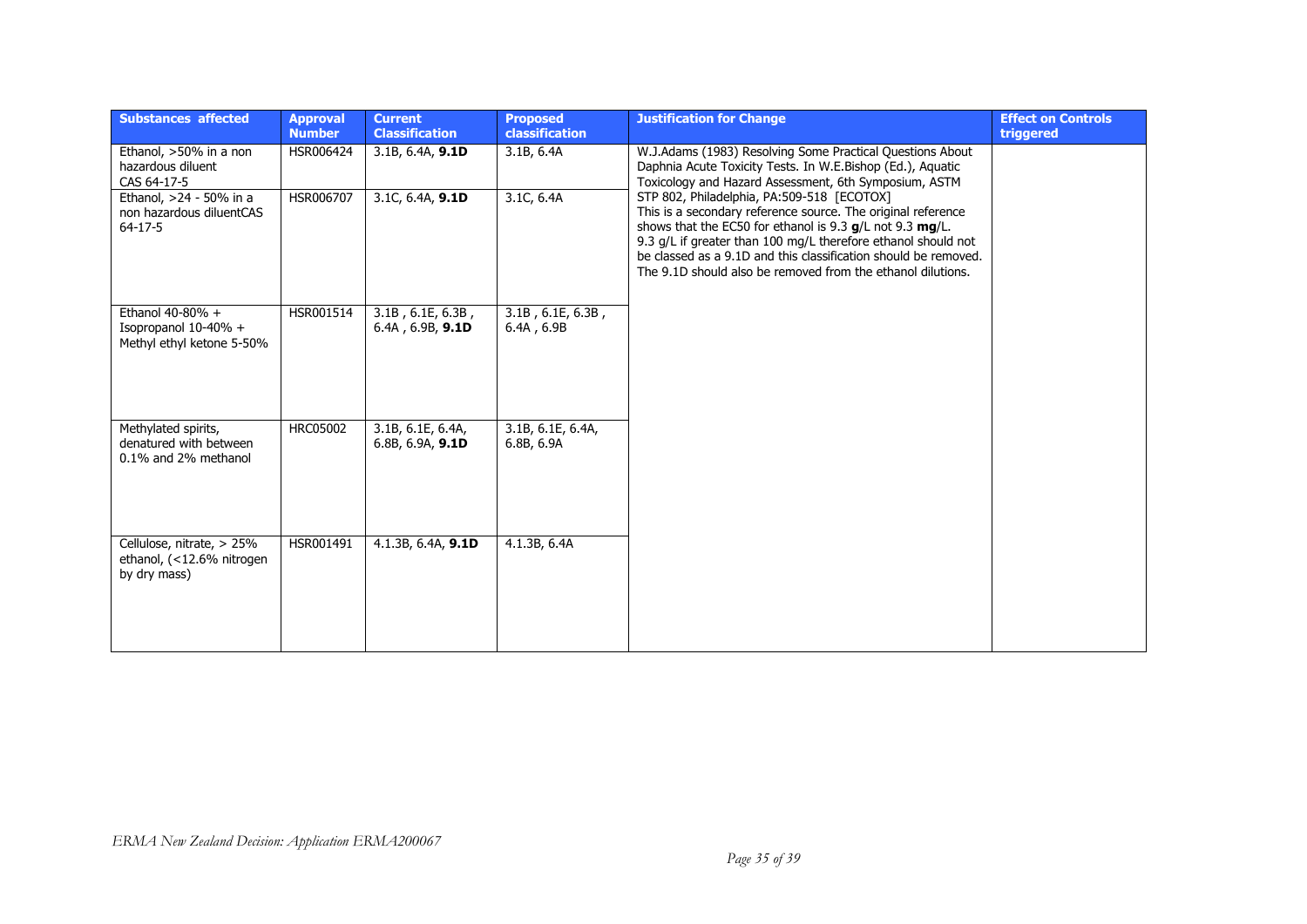| Substances affected | Approval Number | Current Classification | Proposed classification | Justification for Change | Effect on Controls triggered |
|---|---|---|---|---|---|
| Ethanol, >50% in a non hazardous diluent CAS 64-17-5 | HSR006424 | 3.1B, 6.4A, **9.1D** | 3.1B, 6.4A | W.J.Adams (1983) Resolving Some Practical Questions About Daphnia Acute Toxicity Tests. In W.E.Bishop (Ed.), Aquatic Toxicology and Hazard Assessment, 6th Symposium, ASTM STP 802, Philadelphia, PA:509-518 [ECOTOX] This is a secondary reference source. The original reference shows that the EC50 for ethanol is 9.3 **g**/L not 9.3 **mg**/L. 9.3 g/L if greater than 100 mg/L therefore ethanol should not be classed as a 9.1D and this classification should be removed. The 9.1D should also be removed from the ethanol dilutions. | |
| Ethanol, >24 - 50% in a non hazardous diluentCAS 64-17-5 | HSR006707 | 3.1C, 6.4A, **9.1D** | 3.1C, 6.4A | | |
| Ethanol 40-80% + Isopropanol 10-40% + Methyl ethyl ketone 5-50% | HSR001514 | 3.1B , 6.1E, 6.3B , 6.4A , 6.9B, **9.1D** | 3.1B , 6.1E, 6.3B , 6.4A , 6.9B | | |
| Methylated spirits, denatured with between 0.1% and 2% methanol | HRC05002 | 3.1B, 6.1E, 6.4A, 6.8B, 6.9A, **9.1D** | 3.1B, 6.1E, 6.4A, 6.8B, 6.9A | | |
| Cellulose, nitrate, > 25% ethanol, (<12.6% nitrogen by dry mass) | HSR001491 | 4.1.3B, 6.4A, **9.1D** | 4.1.3B, 6.4A | | |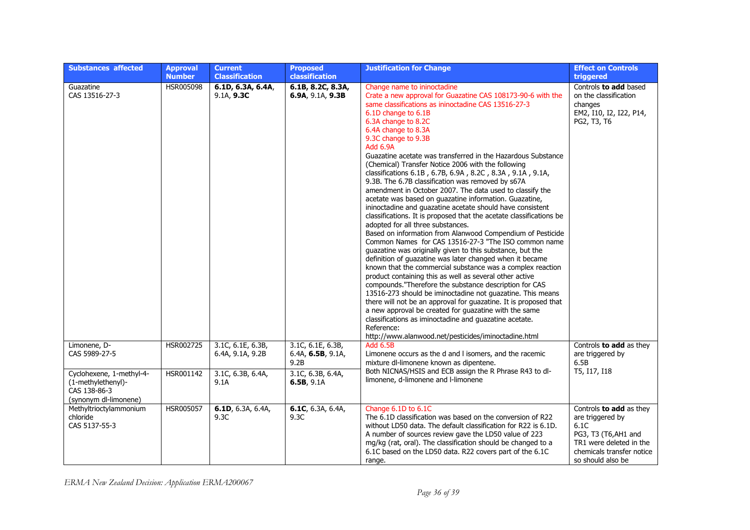| Substances affected | Approval Number | Current Classification | Proposed classification | Justification for Change | Effect on Controls triggered |
|---|---|---|---|---|---|
| Guazatine<br>CAS 13516-27-3 | HSR005098 | **6.1D, 6.3A, 6.4A**, 9.1A, **9.3C** | **6.1B, 8.2C, 8.3A, 6.9A**, 9.1A, **9.3B** | Change name to ininoctadine<br>Crate a new approval for Guazatine CAS 108173-90-6 with the same classifications as ininoctadine CAS 13516-27-3<br>6.1D change to 6.1B<br>6.3A change to 8.2C<br>6.4A change to 8.3A<br>9.3C change to 9.3B<br>Add 6.9A<br>Guazatine acetate was transferred in the Hazardous Substance (Chemical) Transfer Notice 2006 with the following classifications 6.1B , 6.7B, 6.9A , 8.2C , 8.3A , 9.1A , 9.1A, 9.3B. The 6.7B classification was removed by s67A amendment in October 2007. The data used to classify the acetate was based on guazatine information. Guazatine, ininoctadine and guazatine acetate should have consistent classifications. It is proposed that the acetate classifications be adopted for all three substances.<br>Based on information from Alanwood Compendium of Pesticide Common Names for CAS 13516-27-3 "The ISO common name guazatine was originally given to this substance, but the definition of guazatine was later changed when it became known that the commercial substance was a complex reaction product containing this as well as several other active compounds."Therefore the substance description for CAS 13516-273 should be iminoctadine not guazatine. This means there will not be an approval for guazatine. It is proposed that a new approval be created for guazatine with the same classifications as iminoctadine and guazatine acetate.<br>Reference:<br>http://www.alanwood.net/pesticides/iminoctadine.html | Controls **to add** based on the classification changes<br>EM2, I10, I2, I22, P14, PG2, T3, T6 |
| Limonene, D-<br>CAS 5989-27-5 | HSR002725 | 3.1C, 6.1E, 6.3B, 6.4A, 9.1A, 9.2B | 3.1C, 6.1E, 6.3B, 6.4A, **6.5B**, 9.1A, 9.2B | Add 6.5B<br>Limonene occurs as the d and l isomers, and the racemic mixture dl-limonene known as dipentene.<br>Both NICNAS/HSIS and ECB assign the R Phrase R43 to dl-limonene, d-limonene and l-limonene | Controls **to add** as they are triggered by 6.5B<br>T5, I17, I18 |
| Cyclohexene, 1-methyl-4-(1-methylethenyl)-<br>CAS 138-86-3<br>(synonym dl-limonene) | HSR001142 | 3.1C, 6.3B, 6.4A, 9.1A | 3.1C, 6.3B, 6.4A, **6.5B**, 9.1A | | |
| Methyltrioctylammonium chloride<br>CAS 5137-55-3 | HSR005057 | **6.1D**, 6.3A, 6.4A, 9.3C | **6.1C**, 6.3A, 6.4A, 9.3C | Change 6.1D to 6.1C<br>The 6.1D classification was based on the conversion of R22 without LD50 data. The default classification for R22 is 6.1D. A number of sources review gave the LD50 value of 223 mg/kg (rat, oral). The classification should be changed to a 6.1C based on the LD50 data. R22 covers part of the 6.1C range. | Controls **to add** as they are triggered by 6.1C<br>PG3, T3 (T6,AH1 and TR1 were deleted in the chemicals transfer notice so should also be |

*ERMA New Zealand Decision: Application ERMA200067*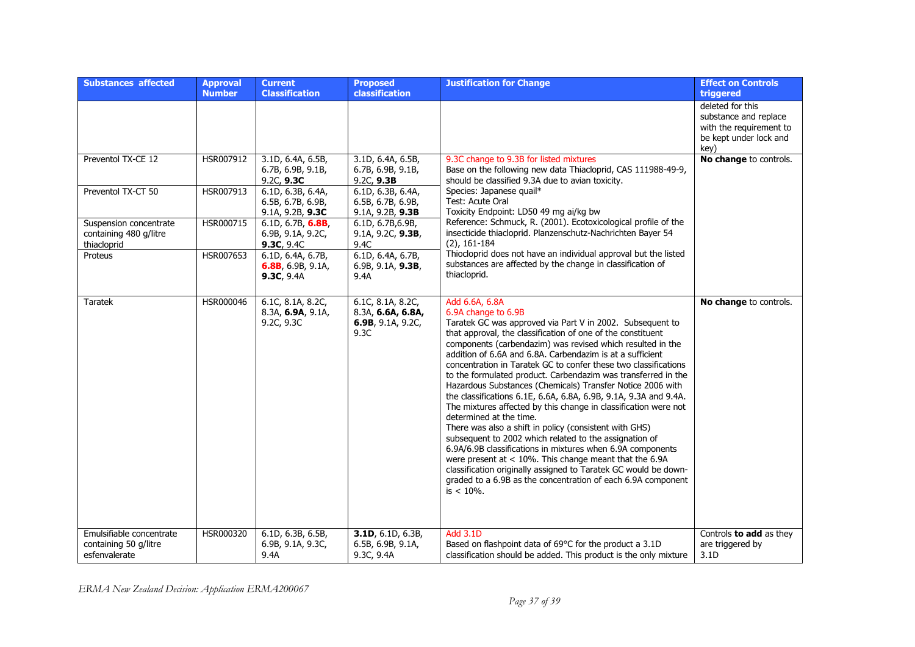| Substances affected | Approval Number | Current Classification | Proposed classification | Justification for Change | Effect on Controls triggered |
|---|---|---|---|---|---|
| | | | | | deleted for this substance and replace with the requirement to be kept under lock and key) |
| Preventol TX-CE 12 | HSR007912 | 3.1D, 6.4A, 6.5B, 6.7B, 6.9B, 9.1B, 9.2C, **9.3C** | 3.1D, 6.4A, 6.5B, 6.7B, 6.9B, 9.1B, 9.2C, **9.3B** | 9.3C change to 9.3B for listed mixtures<br>Base on the following new data Thiacloprid, CAS 111988-49-9, should be classified 9.3A due to avian toxicity.<br>Species: Japanese quail*<br>Test: Acute Oral<br>Toxicity Endpoint: LD50 49 mg ai/kg bw<br>Reference: Schmuck, R. (2001). Ecotoxicological profile of the insecticide thiacloprid. Planzenschutz-Nachrichten Bayer 54 (2), 161-184<br>Thiocloprid does not have an individual approval but the listed substances are affected by the change in classification of thiacloprid. | **No change** to controls. |
| Preventol TX-CT 50 | HSR007913 | 6.1D, 6.3B, 6.4A, 6.5B, 6.7B, 6.9B, 9.1A, 9.2B, **9.3C** | 6.1D, 6.3B, 6.4A, 6.5B, 6.7B, 6.9B, 9.1A, 9.2B, **9.3B** | | |
| Suspension concentrate containing 480 g/litre thiacloprid | HSR000715 | 6.1D, 6.7B, **6.8B**, 6.9B, 9.1A, 9.2C, **9.3C**, 9.4C | 6.1D, 6.7B,6.9B, 9.1A, 9.2C, **9.3B**, 9.4C | | |
| Proteus | HSR007653 | 6.1D, 6.4A, 6.7B, **6.8B**, 6.9B, 9.1A, **9.3C**, 9.4A | 6.1D, 6.4A, 6.7B, 6.9B, 9.1A, **9.3B**, 9.4A | | |
| Taratek | HSR000046 | 6.1C, 8.1A, 8.2C, 8.3A, **6.9A**, 9.1A, 9.2C, 9.3C | 6.1C, 8.1A, 8.2C, 8.3A, **6.6A, 6.8A, 6.9B**, 9.1A, 9.2C, 9.3C | Add 6.6A, 6.8A<br>6.9A change to 6.9B<br>Taratek GC was approved via Part V in 2002. Subsequent to that approval, the classification of one of the constituent components (carbendazim) was revised which resulted in the addition of 6.6A and 6.8A. Carbendazim is at a sufficient concentration in Taratek GC to confer these two classifications to the formulated product. Carbendazim was transferred in the Hazardous Substances (Chemicals) Transfer Notice 2006 with the classifications 6.1E, 6.6A, 6.8A, 6.9B, 9.1A, 9.3A and 9.4A. The mixtures affected by this change in classification were not determined at the time.<br>There was also a shift in policy (consistent with GHS) subsequent to 2002 which related to the assignation of 6.9A/6.9B classifications in mixtures when 6.9A components were present at < 10%. This change meant that the 6.9A classification originally assigned to Taratek GC would be down-graded to a 6.9B as the concentration of each 6.9A component is < 10%. | **No change** to controls. |
| Emulsifiable concentrate containing 50 g/litre esfenvalerate | HSR000320 | 6.1D, 6.3B, 6.5B, 6.9B, 9.1A, 9.3C, 9.4A | **3.1D**, 6.1D, 6.3B, 6.5B, 6.9B, 9.1A, 9.3C, 9.4A | Add 3.1D<br>Based on flashpoint data of 69°C for the product a 3.1D classification should be added. This product is the only mixture | Controls **to add** as they are triggered by 3.1D |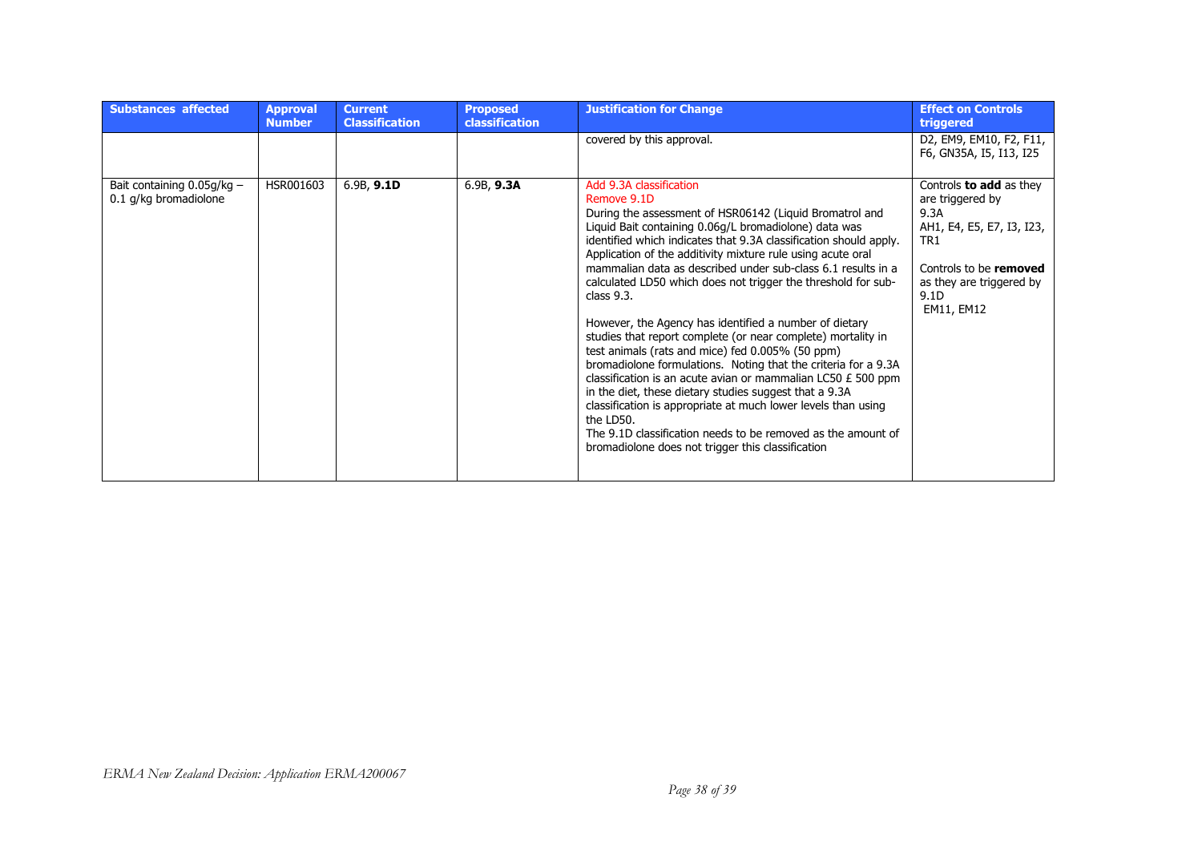| Substances affected | Approval Number | Current Classification | Proposed classification | Justification for Change | Effect on Controls triggered |
|---|---|---|---|---|---|
| | | | | covered by this approval. | D2, EM9, EM10, F2, F11, F6, GN35A, I5, I13, I25 |
| Bait containing 0.05g/kg – 0.1 g/kg bromadiolone | HSR001603 | 6.9B, **9.1D** | 6.9B, **9.3A** | Add 9.3A classification<br>Remove 9.1D<br>During the assessment of HSR06142 (Liquid Bromatrol and Liquid Bait containing 0.06g/L bromadiolone) data was identified which indicates that 9.3A classification should apply. Application of the additivity mixture rule using acute oral mammalian data as described under sub-class 6.1 results in a calculated LD50 which does not trigger the threshold for sub-class 9.3.<br><br>However, the Agency has identified a number of dietary studies that report complete (or near complete) mortality in test animals (rats and mice) fed 0.005% (50 ppm) bromadiolone formulations. Noting that the criteria for a 9.3A classification is an acute avian or mammalian LC50 £ 500 ppm in the diet, these dietary studies suggest that a 9.3A classification is appropriate at much lower levels than using the LD50.<br>The 9.1D classification needs to be removed as the amount of bromadiolone does not trigger this classification | Controls **to add** as they are triggered by 9.3A<br>AH1, E4, E5, E7, I3, I23, TR1<br><br>Controls to be **removed** as they are triggered by 9.1D<br>EM11, EM12 |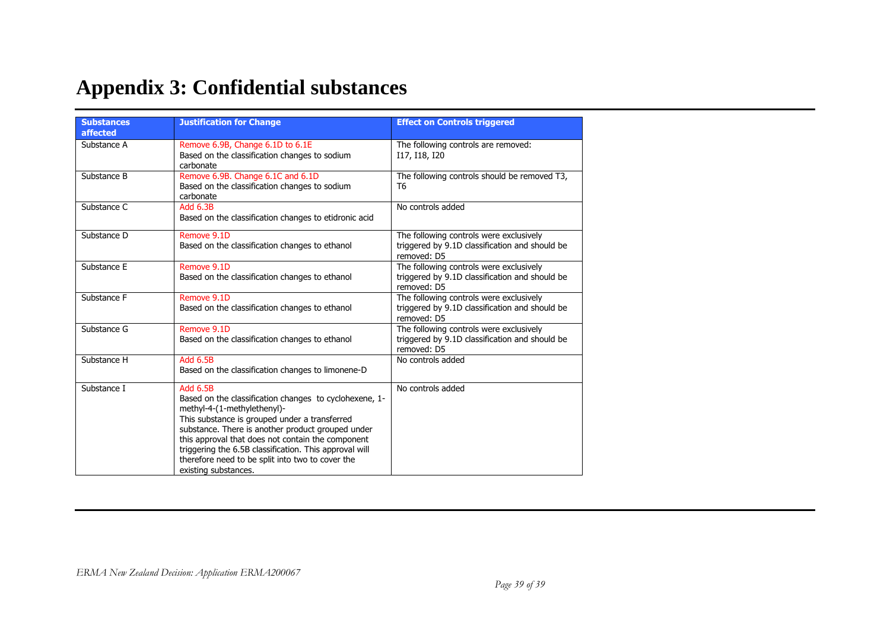# Appendix 3: Confidential substances

| Substances affected | Justification for Change | Effect on Controls triggered |
|---|---|---|
| Substance A | Remove 6.9B, Change 6.1D to 6.1E<br>Based on the classification changes to sodium carbonate | The following controls are removed:<br>I17, I18, I20 |
| Substance B | Remove 6.9B. Change 6.1C and 6.1D<br>Based on the classification changes to sodium carbonate | The following controls should be removed T3, T6 |
| Substance C | Add 6.3B<br>Based on the classification changes to etidronic acid | No controls added |
| Substance D | Remove 9.1D<br>Based on the classification changes to ethanol | The following controls were exclusively triggered by 9.1D classification and should be removed: D5 |
| Substance E | Remove 9.1D<br>Based on the classification changes to ethanol | The following controls were exclusively triggered by 9.1D classification and should be removed: D5 |
| Substance F | Remove 9.1D<br>Based on the classification changes to ethanol | The following controls were exclusively triggered by 9.1D classification and should be removed: D5 |
| Substance G | Remove 9.1D<br>Based on the classification changes to ethanol | The following controls were exclusively triggered by 9.1D classification and should be removed: D5 |
| Substance H | Add 6.5B<br>Based on the classification changes to limonene-D | No controls added |
| Substance I | Add 6.5B<br>Based on the classification changes to cyclohexene, 1-methyl-4-(1-methylethenyl)-<br>This substance is grouped under a transferred substance. There is another product grouped under this approval that does not contain the component triggering the 6.5B classification. This approval will therefore need to be split into two to cover the existing substances. | No controls added |